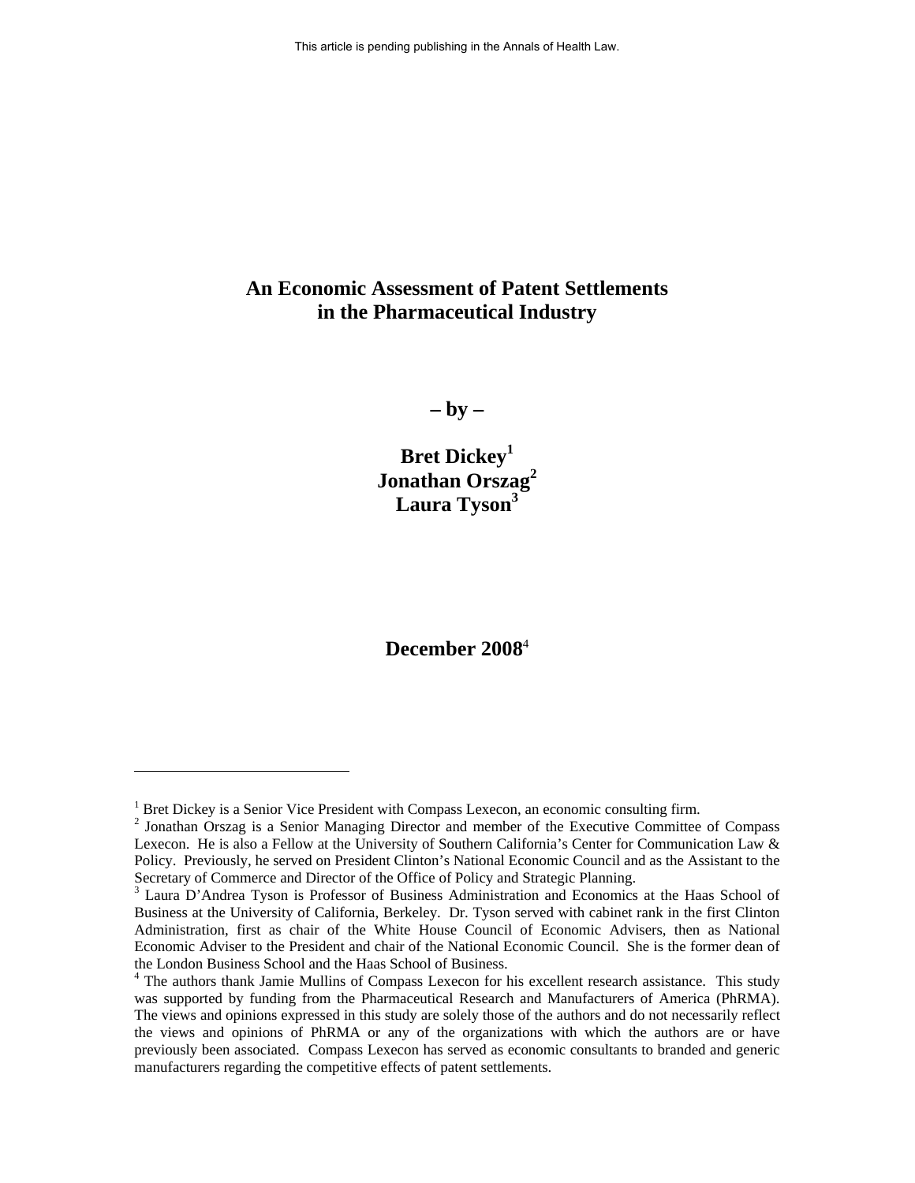This article is pending publishing in the Annals of Health Law.

# An Economic Assessment of Patent Settlements in the Pharmaceutical Industry

**– by –**

**Bret Dickey[1]**
**Jonathan Orszag[2]**
**Laura Tyson[3]**

**December 2008[4]**

---

[1] Bret Dickey is a Senior Vice President with Compass Lexecon, an economic consulting firm.

[2] Jonathan Orszag is a Senior Managing Director and member of the Executive Committee of Compass Lexecon. He is also a Fellow at the University of Southern California's Center for Communication Law & Policy. Previously, he served on President Clinton's National Economic Council and as the Assistant to the Secretary of Commerce and Director of the Office of Policy and Strategic Planning.

[3] Laura D'Andrea Tyson is Professor of Business Administration and Economics at the Haas School of Business at the University of California, Berkeley. Dr. Tyson served with cabinet rank in the first Clinton Administration, first as chair of the White House Council of Economic Advisers, then as National Economic Adviser to the President and chair of the National Economic Council. She is the former dean of the London Business School and the Haas School of Business.

[4] The authors thank Jamie Mullins of Compass Lexecon for his excellent research assistance. This study was supported by funding from the Pharmaceutical Research and Manufacturers of America (PhRMA). The views and opinions expressed in this study are solely those of the authors and do not necessarily reflect the views and opinions of PhRMA or any of the organizations with which the authors are or have previously been associated. Compass Lexecon has served as economic consultants to branded and generic manufacturers regarding the competitive effects of patent settlements.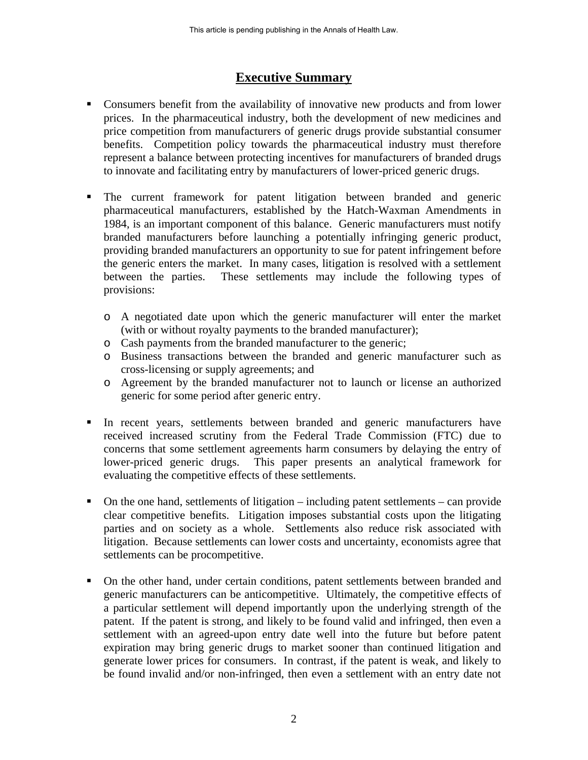# Executive Summary

- Consumers benefit from the availability of innovative new products and from lower prices. In the pharmaceutical industry, both the development of new medicines and price competition from manufacturers of generic drugs provide substantial consumer benefits. Competition policy towards the pharmaceutical industry must therefore represent a balance between protecting incentives for manufacturers of branded drugs to innovate and facilitating entry by manufacturers of lower-priced generic drugs.

- The current framework for patent litigation between branded and generic pharmaceutical manufacturers, established by the Hatch-Waxman Amendments in 1984, is an important component of this balance. Generic manufacturers must notify branded manufacturers before launching a potentially infringing generic product, providing branded manufacturers an opportunity to sue for patent infringement before the generic enters the market. In many cases, litigation is resolved with a settlement between the parties. These settlements may include the following types of provisions:

  - A negotiated date upon which the generic manufacturer will enter the market (with or without royalty payments to the branded manufacturer);
  - Cash payments from the branded manufacturer to the generic;
  - Business transactions between the branded and generic manufacturer such as cross-licensing or supply agreements; and
  - Agreement by the branded manufacturer not to launch or license an authorized generic for some period after generic entry.

- In recent years, settlements between branded and generic manufacturers have received increased scrutiny from the Federal Trade Commission (FTC) due to concerns that some settlement agreements harm consumers by delaying the entry of lower-priced generic drugs. This paper presents an analytical framework for evaluating the competitive effects of these settlements.

- On the one hand, settlements of litigation – including patent settlements – can provide clear competitive benefits. Litigation imposes substantial costs upon the litigating parties and on society as a whole. Settlements also reduce risk associated with litigation. Because settlements can lower costs and uncertainty, economists agree that settlements can be procompetitive.

- On the other hand, under certain conditions, patent settlements between branded and generic manufacturers can be anticompetitive. Ultimately, the competitive effects of a particular settlement will depend importantly upon the underlying strength of the patent. If the patent is strong, and likely to be found valid and infringed, then even a settlement with an agreed-upon entry date well into the future but before patent expiration may bring generic drugs to market sooner than continued litigation and generate lower prices for consumers. In contrast, if the patent is weak, and likely to be found invalid and/or non-infringed, then even a settlement with an entry date not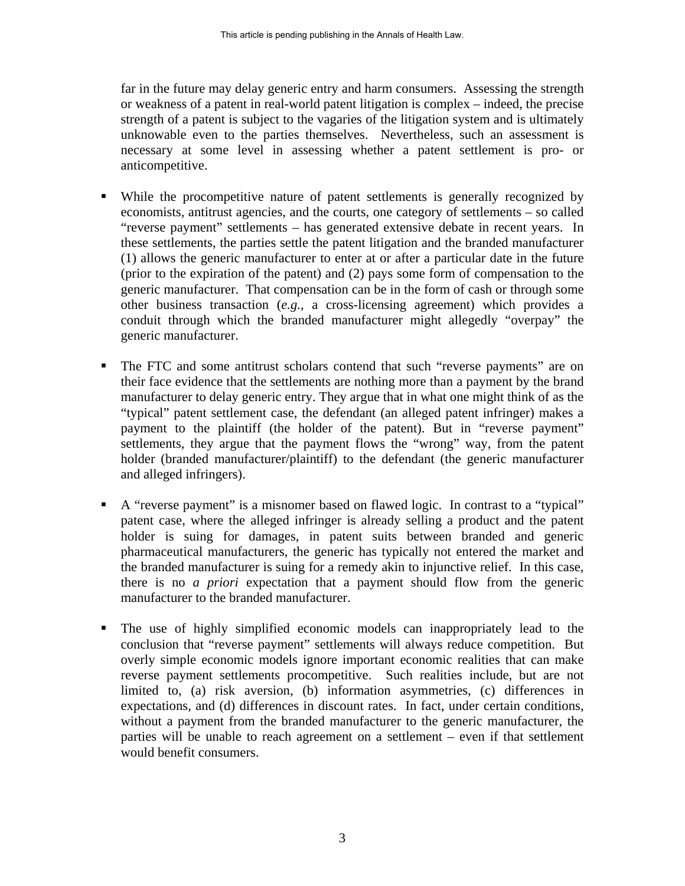far in the future may delay generic entry and harm consumers. Assessing the strength or weakness of a patent in real-world patent litigation is complex – indeed, the precise strength of a patent is subject to the vagaries of the litigation system and is ultimately unknowable even to the parties themselves. Nevertheless, such an assessment is necessary at some level in assessing whether a patent settlement is pro- or anticompetitive.

- While the procompetitive nature of patent settlements is generally recognized by economists, antitrust agencies, and the courts, one category of settlements – so called "reverse payment" settlements – has generated extensive debate in recent years. In these settlements, the parties settle the patent litigation and the branded manufacturer (1) allows the generic manufacturer to enter at or after a particular date in the future (prior to the expiration of the patent) and (2) pays some form of compensation to the generic manufacturer. That compensation can be in the form of cash or through some other business transaction (*e.g.*, a cross-licensing agreement) which provides a conduit through which the branded manufacturer might allegedly "overpay" the generic manufacturer.

- The FTC and some antitrust scholars contend that such "reverse payments" are on their face evidence that the settlements are nothing more than a payment by the brand manufacturer to delay generic entry. They argue that in what one might think of as the "typical" patent settlement case, the defendant (an alleged patent infringer) makes a payment to the plaintiff (the holder of the patent). But in "reverse payment" settlements, they argue that the payment flows the "wrong" way, from the patent holder (branded manufacturer/plaintiff) to the defendant (the generic manufacturer and alleged infringers).

- A "reverse payment" is a misnomer based on flawed logic. In contrast to a "typical" patent case, where the alleged infringer is already selling a product and the patent holder is suing for damages, in patent suits between branded and generic pharmaceutical manufacturers, the generic has typically not entered the market and the branded manufacturer is suing for a remedy akin to injunctive relief. In this case, there is no *a priori* expectation that a payment should flow from the generic manufacturer to the branded manufacturer.

- The use of highly simplified economic models can inappropriately lead to the conclusion that "reverse payment" settlements will always reduce competition. But overly simple economic models ignore important economic realities that can make reverse payment settlements procompetitive. Such realities include, but are not limited to, (a) risk aversion, (b) information asymmetries, (c) differences in expectations, and (d) differences in discount rates. In fact, under certain conditions, without a payment from the branded manufacturer to the generic manufacturer, the parties will be unable to reach agreement on a settlement – even if that settlement would benefit consumers.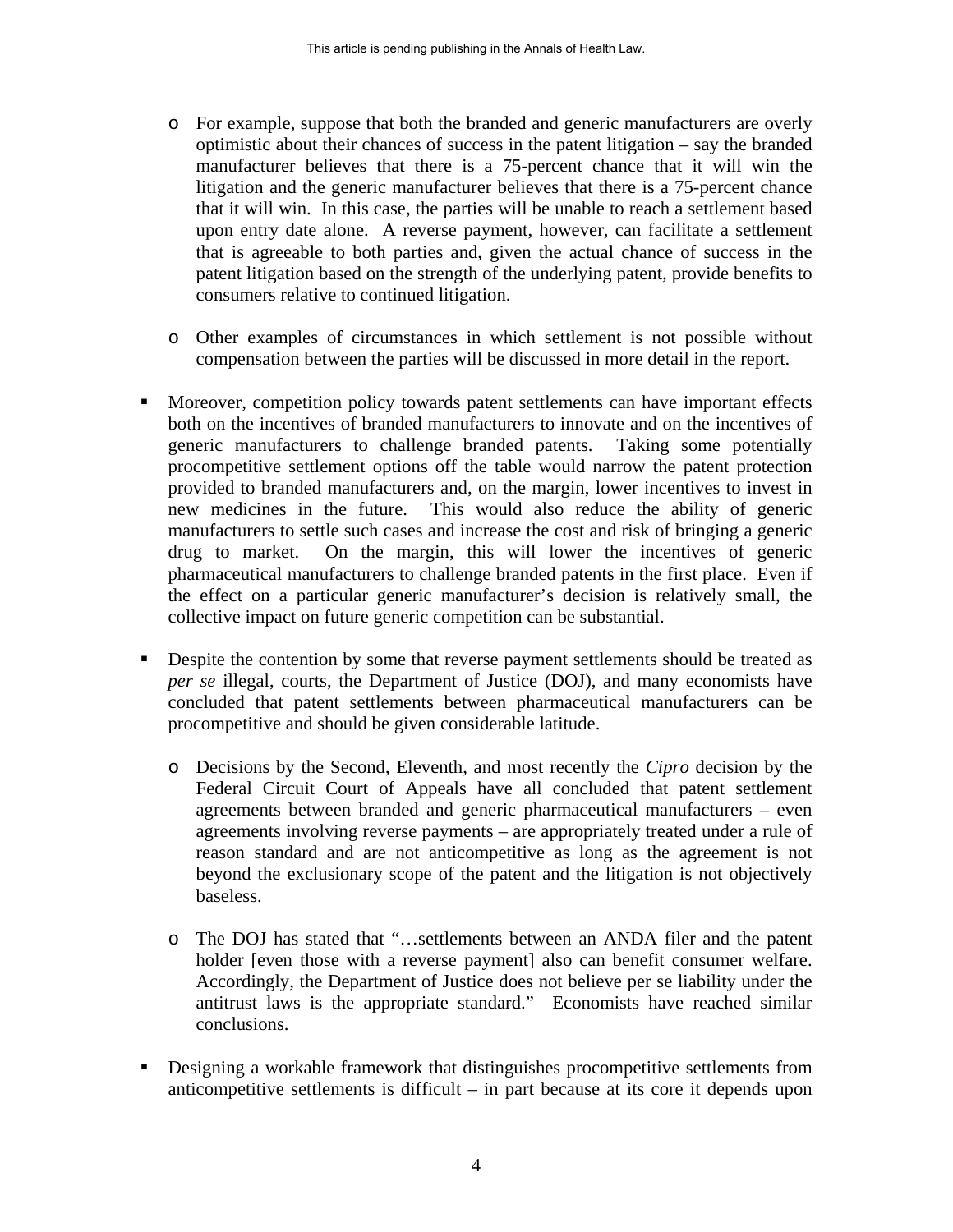- For example, suppose that both the branded and generic manufacturers are overly optimistic about their chances of success in the patent litigation – say the branded manufacturer believes that there is a 75-percent chance that it will win the litigation and the generic manufacturer believes that there is a 75-percent chance that it will win. In this case, the parties will be unable to reach a settlement based upon entry date alone. A reverse payment, however, can facilitate a settlement that is agreeable to both parties and, given the actual chance of success in the patent litigation based on the strength of the underlying patent, provide benefits to consumers relative to continued litigation.

  - Other examples of circumstances in which settlement is not possible without compensation between the parties will be discussed in more detail in the report.

- Moreover, competition policy towards patent settlements can have important effects both on the incentives of branded manufacturers to innovate and on the incentives of generic manufacturers to challenge branded patents. Taking some potentially procompetitive settlement options off the table would narrow the patent protection provided to branded manufacturers and, on the margin, lower incentives to invest in new medicines in the future. This would also reduce the ability of generic manufacturers to settle such cases and increase the cost and risk of bringing a generic drug to market. On the margin, this will lower the incentives of generic pharmaceutical manufacturers to challenge branded patents in the first place. Even if the effect on a particular generic manufacturer's decision is relatively small, the collective impact on future generic competition can be substantial.

- Despite the contention by some that reverse payment settlements should be treated as *per se* illegal, courts, the Department of Justice (DOJ), and many economists have concluded that patent settlements between pharmaceutical manufacturers can be procompetitive and should be given considerable latitude.

  - Decisions by the Second, Eleventh, and most recently the *Cipro* decision by the Federal Circuit Court of Appeals have all concluded that patent settlement agreements between branded and generic pharmaceutical manufacturers – even agreements involving reverse payments – are appropriately treated under a rule of reason standard and are not anticompetitive as long as the agreement is not beyond the exclusionary scope of the patent and the litigation is not objectively baseless.

  - The DOJ has stated that "…settlements between an ANDA filer and the patent holder [even those with a reverse payment] also can benefit consumer welfare. Accordingly, the Department of Justice does not believe per se liability under the antitrust laws is the appropriate standard." Economists have reached similar conclusions.

- Designing a workable framework that distinguishes procompetitive settlements from anticompetitive settlements is difficult – in part because at its core it depends upon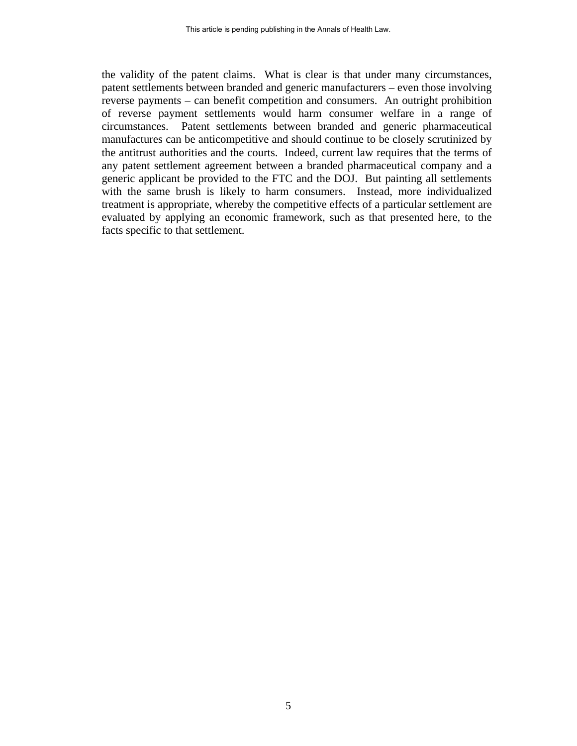the validity of the patent claims. What is clear is that under many circumstances, patent settlements between branded and generic manufacturers – even those involving reverse payments – can benefit competition and consumers. An outright prohibition of reverse payment settlements would harm consumer welfare in a range of circumstances. Patent settlements between branded and generic pharmaceutical manufactures can be anticompetitive and should continue to be closely scrutinized by the antitrust authorities and the courts. Indeed, current law requires that the terms of any patent settlement agreement between a branded pharmaceutical company and a generic applicant be provided to the FTC and the DOJ. But painting all settlements with the same brush is likely to harm consumers. Instead, more individualized treatment is appropriate, whereby the competitive effects of a particular settlement are evaluated by applying an economic framework, such as that presented here, to the facts specific to that settlement.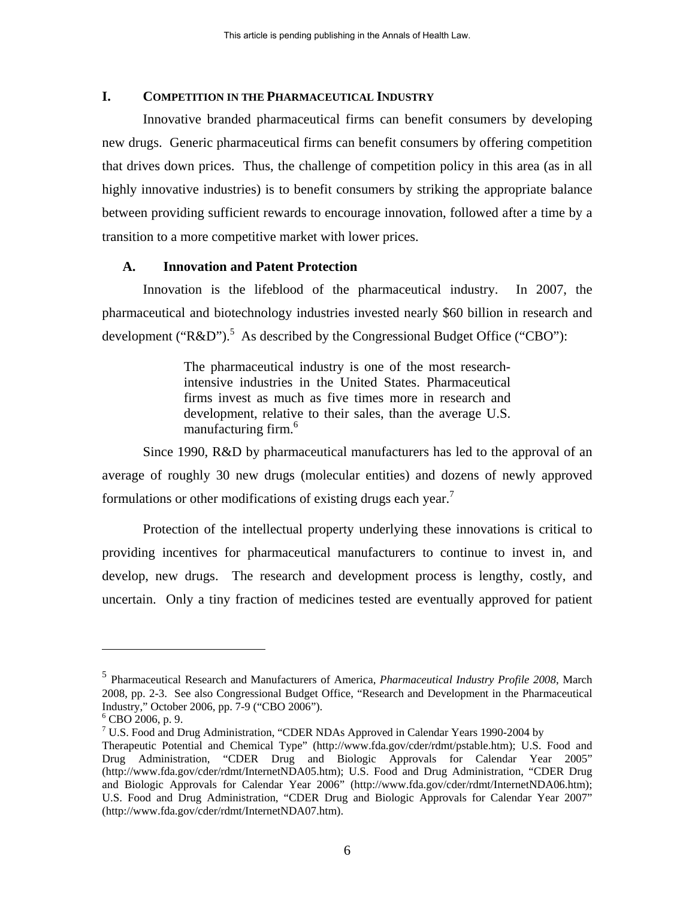## I. COMPETITION IN THE PHARMACEUTICAL INDUSTRY

Innovative branded pharmaceutical firms can benefit consumers by developing new drugs. Generic pharmaceutical firms can benefit consumers by offering competition that drives down prices. Thus, the challenge of competition policy in this area (as in all highly innovative industries) is to benefit consumers by striking the appropriate balance between providing sufficient rewards to encourage innovation, followed after a time by a transition to a more competitive market with lower prices.

### A. Innovation and Patent Protection

Innovation is the lifeblood of the pharmaceutical industry. In 2007, the pharmaceutical and biotechnology industries invested nearly $60 billion in research and development ("R&D").[5] As described by the Congressional Budget Office ("CBO"):

> The pharmaceutical industry is one of the most research-intensive industries in the United States. Pharmaceutical firms invest as much as five times more in research and development, relative to their sales, than the average U.S. manufacturing firm.[6]

Since 1990, R&D by pharmaceutical manufacturers has led to the approval of an average of roughly 30 new drugs (molecular entities) and dozens of newly approved formulations or other modifications of existing drugs each year.[7]

Protection of the intellectual property underlying these innovations is critical to providing incentives for pharmaceutical manufacturers to continue to invest in, and develop, new drugs. The research and development process is lengthy, costly, and uncertain. Only a tiny fraction of medicines tested are eventually approved for patient

---

[5] Pharmaceutical Research and Manufacturers of America, *Pharmaceutical Industry Profile 2008*, March 2008, pp. 2-3. See also Congressional Budget Office, "Research and Development in the Pharmaceutical Industry," October 2006, pp. 7-9 ("CBO 2006").

[6] CBO 2006, p. 9.

[7] U.S. Food and Drug Administration, "CDER NDAs Approved in Calendar Years 1990-2004 by Therapeutic Potential and Chemical Type" (http://www.fda.gov/cder/rdmt/pstable.htm); U.S. Food and Drug Administration, "CDER Drug and Biologic Approvals for Calendar Year 2005" (http://www.fda.gov/cder/rdmt/InternetNDA05.htm); U.S. Food and Drug Administration, "CDER Drug and Biologic Approvals for Calendar Year 2006" (http://www.fda.gov/cder/rdmt/InternetNDA06.htm); U.S. Food and Drug Administration, "CDER Drug and Biologic Approvals for Calendar Year 2007" (http://www.fda.gov/cder/rdmt/InternetNDA07.htm).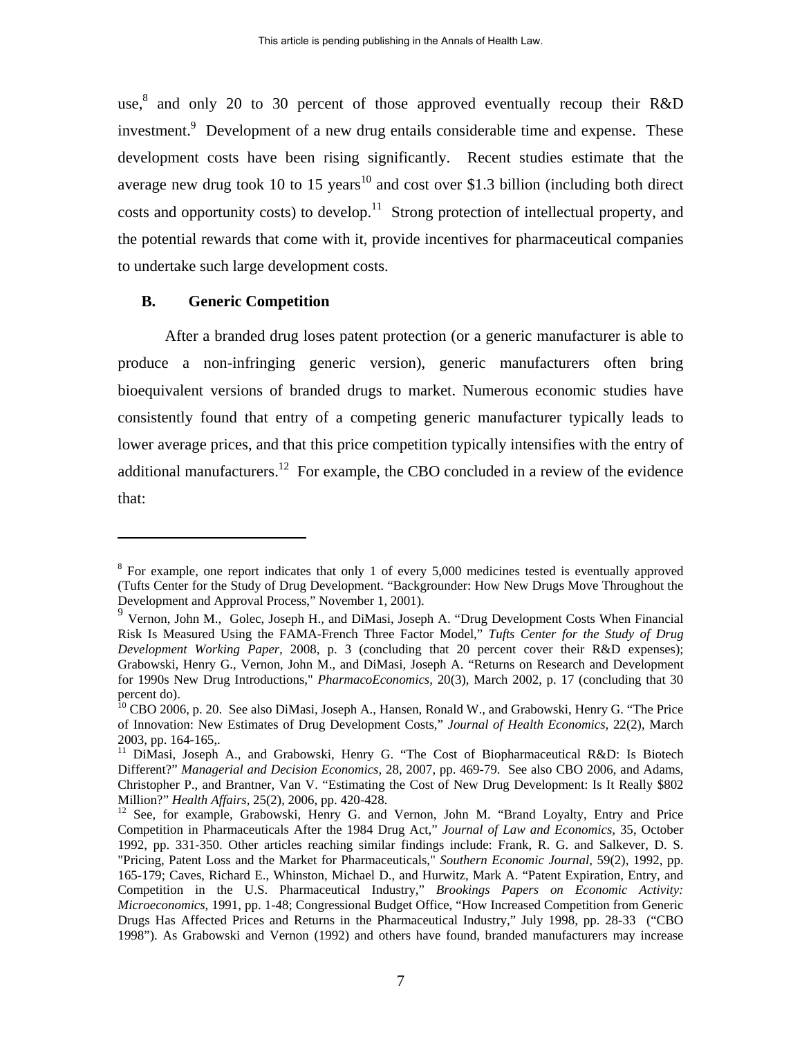use,[8] and only 20 to 30 percent of those approved eventually recoup their R&D investment.[9] Development of a new drug entails considerable time and expense. These development costs have been rising significantly. Recent studies estimate that the average new drug took 10 to 15 years[10] and cost over $1.3 billion (including both direct costs and opportunity costs) to develop.[11] Strong protection of intellectual property, and the potential rewards that come with it, provide incentives for pharmaceutical companies to undertake such large development costs.

### B. Generic Competition

After a branded drug loses patent protection (or a generic manufacturer is able to produce a non-infringing generic version), generic manufacturers often bring bioequivalent versions of branded drugs to market. Numerous economic studies have consistently found that entry of a competing generic manufacturer typically leads to lower average prices, and that this price competition typically intensifies with the entry of additional manufacturers.[12] For example, the CBO concluded in a review of the evidence that:

---

[8] For example, one report indicates that only 1 of every 5,000 medicines tested is eventually approved (Tufts Center for the Study of Drug Development. "Backgrounder: How New Drugs Move Throughout the Development and Approval Process," November 1, 2001).

[9] Vernon, John M., Golec, Joseph H., and DiMasi, Joseph A. "Drug Development Costs When Financial Risk Is Measured Using the FAMA-French Three Factor Model," *Tufts Center for the Study of Drug Development Working Paper*, 2008, p. 3 (concluding that 20 percent cover their R&D expenses); Grabowski, Henry G., Vernon, John M., and DiMasi, Joseph A. "Returns on Research and Development for 1990s New Drug Introductions," *PharmacoEconomics*, 20(3), March 2002, p. 17 (concluding that 30 percent do).

[10] CBO 2006, p. 20. See also DiMasi, Joseph A., Hansen, Ronald W., and Grabowski, Henry G. "The Price of Innovation: New Estimates of Drug Development Costs," *Journal of Health Economics,* 22(2), March 2003, pp. 164-165,.

[11] DiMasi, Joseph A., and Grabowski, Henry G. "The Cost of Biopharmaceutical R&D: Is Biotech Different?" *Managerial and Decision Economics*, 28, 2007, pp. 469-79. See also CBO 2006, and Adams, Christopher P., and Brantner, Van V. "Estimating the Cost of New Drug Development: Is It Really $802 Million?" *Health Affairs*, 25(2), 2006, pp. 420-428.

[12] See, for example, Grabowski, Henry G. and Vernon, John M. "Brand Loyalty, Entry and Price Competition in Pharmaceuticals After the 1984 Drug Act," *Journal of Law and Economics*, 35, October 1992, pp. 331-350. Other articles reaching similar findings include: Frank, R. G. and Salkever, D. S. "Pricing, Patent Loss and the Market for Pharmaceuticals," *Southern Economic Journal,* 59(2), 1992, pp. 165-179; Caves, Richard E., Whinston, Michael D., and Hurwitz, Mark A. "Patent Expiration, Entry, and Competition in the U.S. Pharmaceutical Industry," *Brookings Papers on Economic Activity: Microeconomics*, 1991, pp. 1-48; Congressional Budget Office, "How Increased Competition from Generic Drugs Has Affected Prices and Returns in the Pharmaceutical Industry," July 1998, pp. 28-33 ("CBO 1998"). As Grabowski and Vernon (1992) and others have found, branded manufacturers may increase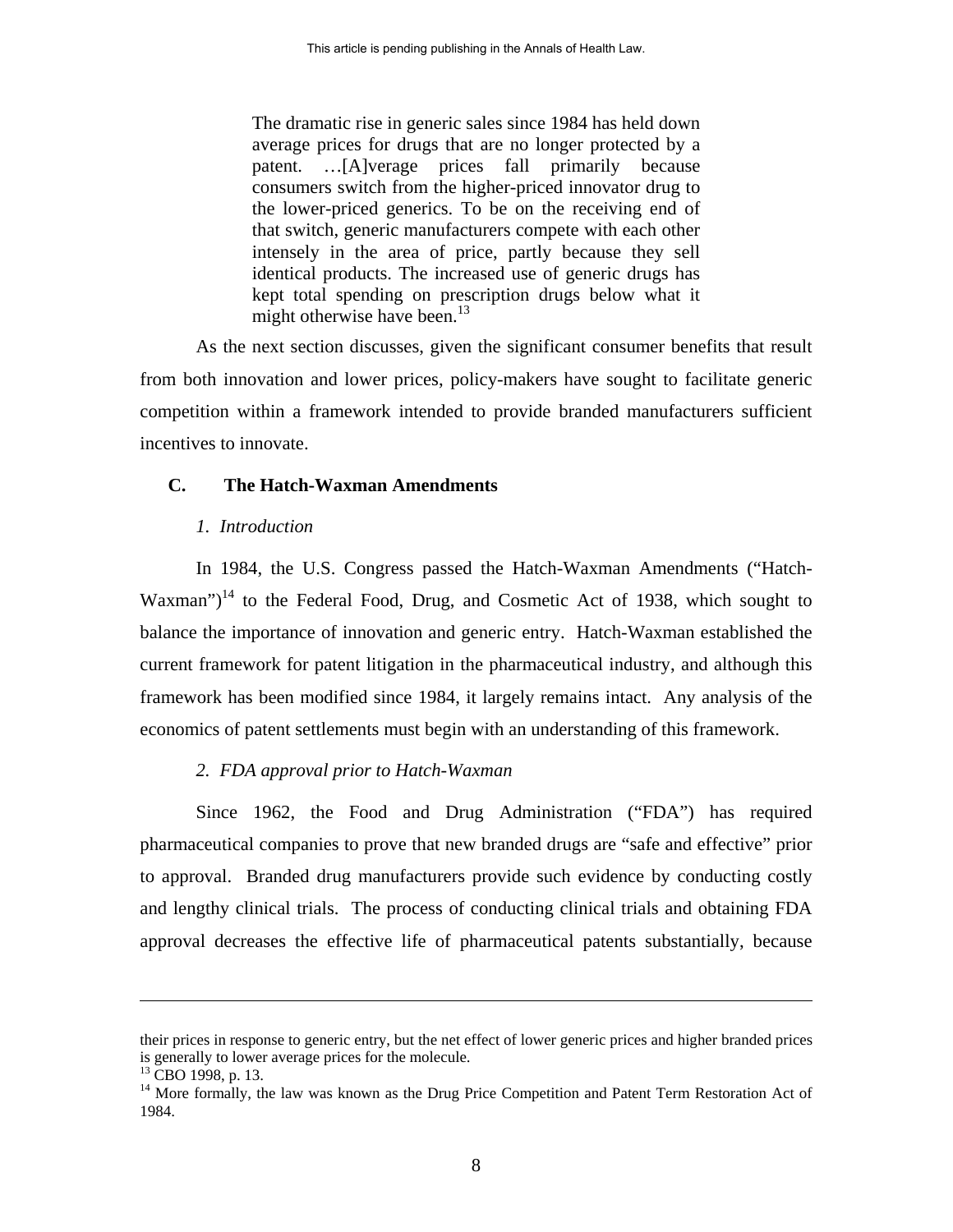> The dramatic rise in generic sales since 1984 has held down average prices for drugs that are no longer protected by a patent. …[A]verage prices fall primarily because consumers switch from the higher-priced innovator drug to the lower-priced generics. To be on the receiving end of that switch, generic manufacturers compete with each other intensely in the area of price, partly because they sell identical products. The increased use of generic drugs has kept total spending on prescription drugs below what it might otherwise have been.[13]

As the next section discusses, given the significant consumer benefits that result from both innovation and lower prices, policy-makers have sought to facilitate generic competition within a framework intended to provide branded manufacturers sufficient incentives to innovate.

### C. The Hatch-Waxman Amendments

#### *1. Introduction*

In 1984, the U.S. Congress passed the Hatch-Waxman Amendments ("Hatch-Waxman")[14] to the Federal Food, Drug, and Cosmetic Act of 1938, which sought to balance the importance of innovation and generic entry. Hatch-Waxman established the current framework for patent litigation in the pharmaceutical industry, and although this framework has been modified since 1984, it largely remains intact. Any analysis of the economics of patent settlements must begin with an understanding of this framework.

#### *2. FDA approval prior to Hatch-Waxman*

Since 1962, the Food and Drug Administration ("FDA") has required pharmaceutical companies to prove that new branded drugs are "safe and effective" prior to approval. Branded drug manufacturers provide such evidence by conducting costly and lengthy clinical trials. The process of conducting clinical trials and obtaining FDA approval decreases the effective life of pharmaceutical patents substantially, because

---

their prices in response to generic entry, but the net effect of lower generic prices and higher branded prices is generally to lower average prices for the molecule.

[13] CBO 1998, p. 13.

[14] More formally, the law was known as the Drug Price Competition and Patent Term Restoration Act of 1984.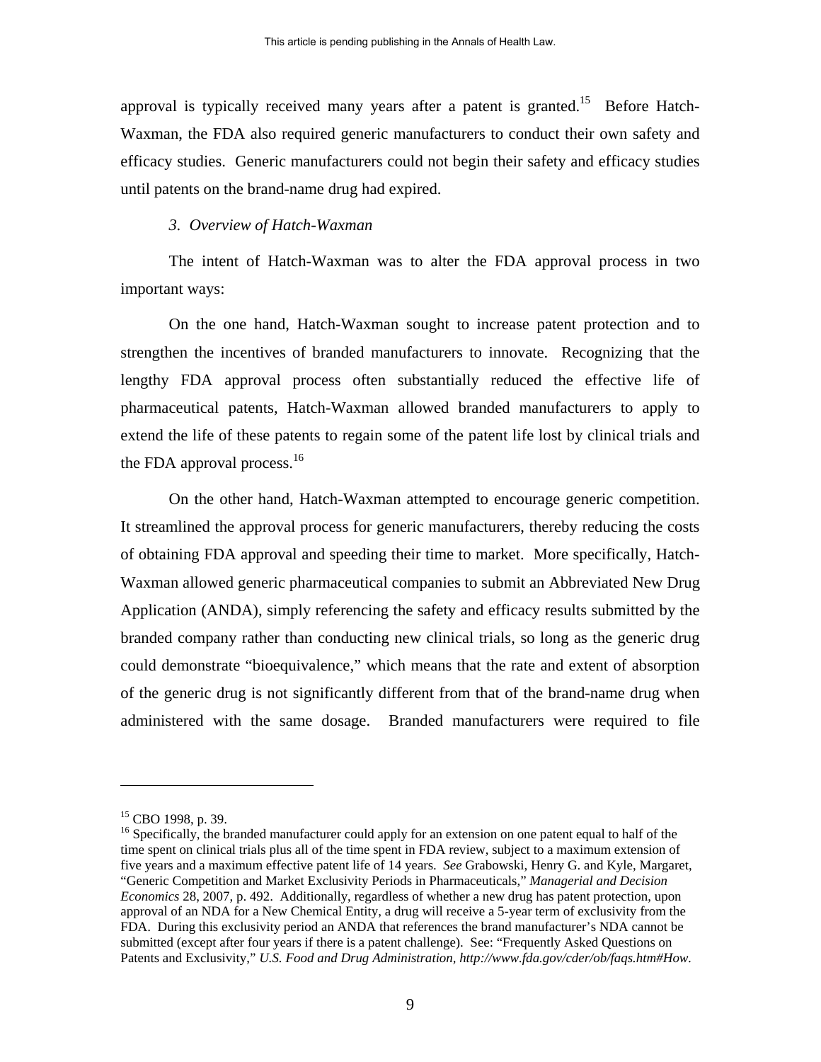approval is typically received many years after a patent is granted.[15] Before Hatch-Waxman, the FDA also required generic manufacturers to conduct their own safety and efficacy studies. Generic manufacturers could not begin their safety and efficacy studies until patents on the brand-name drug had expired.

### *3. Overview of Hatch-Waxman*

The intent of Hatch-Waxman was to alter the FDA approval process in two important ways:

On the one hand, Hatch-Waxman sought to increase patent protection and to strengthen the incentives of branded manufacturers to innovate. Recognizing that the lengthy FDA approval process often substantially reduced the effective life of pharmaceutical patents, Hatch-Waxman allowed branded manufacturers to apply to extend the life of these patents to regain some of the patent life lost by clinical trials and the FDA approval process.[16]

On the other hand, Hatch-Waxman attempted to encourage generic competition. It streamlined the approval process for generic manufacturers, thereby reducing the costs of obtaining FDA approval and speeding their time to market. More specifically, Hatch-Waxman allowed generic pharmaceutical companies to submit an Abbreviated New Drug Application (ANDA), simply referencing the safety and efficacy results submitted by the branded company rather than conducting new clinical trials, so long as the generic drug could demonstrate "bioequivalence," which means that the rate and extent of absorption of the generic drug is not significantly different from that of the brand-name drug when administered with the same dosage. Branded manufacturers were required to file

---

[15] CBO 1998, p. 39.

[16] Specifically, the branded manufacturer could apply for an extension on one patent equal to half of the time spent on clinical trials plus all of the time spent in FDA review, subject to a maximum extension of five years and a maximum effective patent life of 14 years. *See* Grabowski, Henry G. and Kyle, Margaret, "Generic Competition and Market Exclusivity Periods in Pharmaceuticals," *Managerial and Decision Economics* 28, 2007, p. 492. Additionally, regardless of whether a new drug has patent protection, upon approval of an NDA for a New Chemical Entity, a drug will receive a 5-year term of exclusivity from the FDA. During this exclusivity period an ANDA that references the brand manufacturer's NDA cannot be submitted (except after four years if there is a patent challenge). See: "Frequently Asked Questions on Patents and Exclusivity," *U.S. Food and Drug Administration*, *http://www.fda.gov/cder/ob/faqs.htm#How*.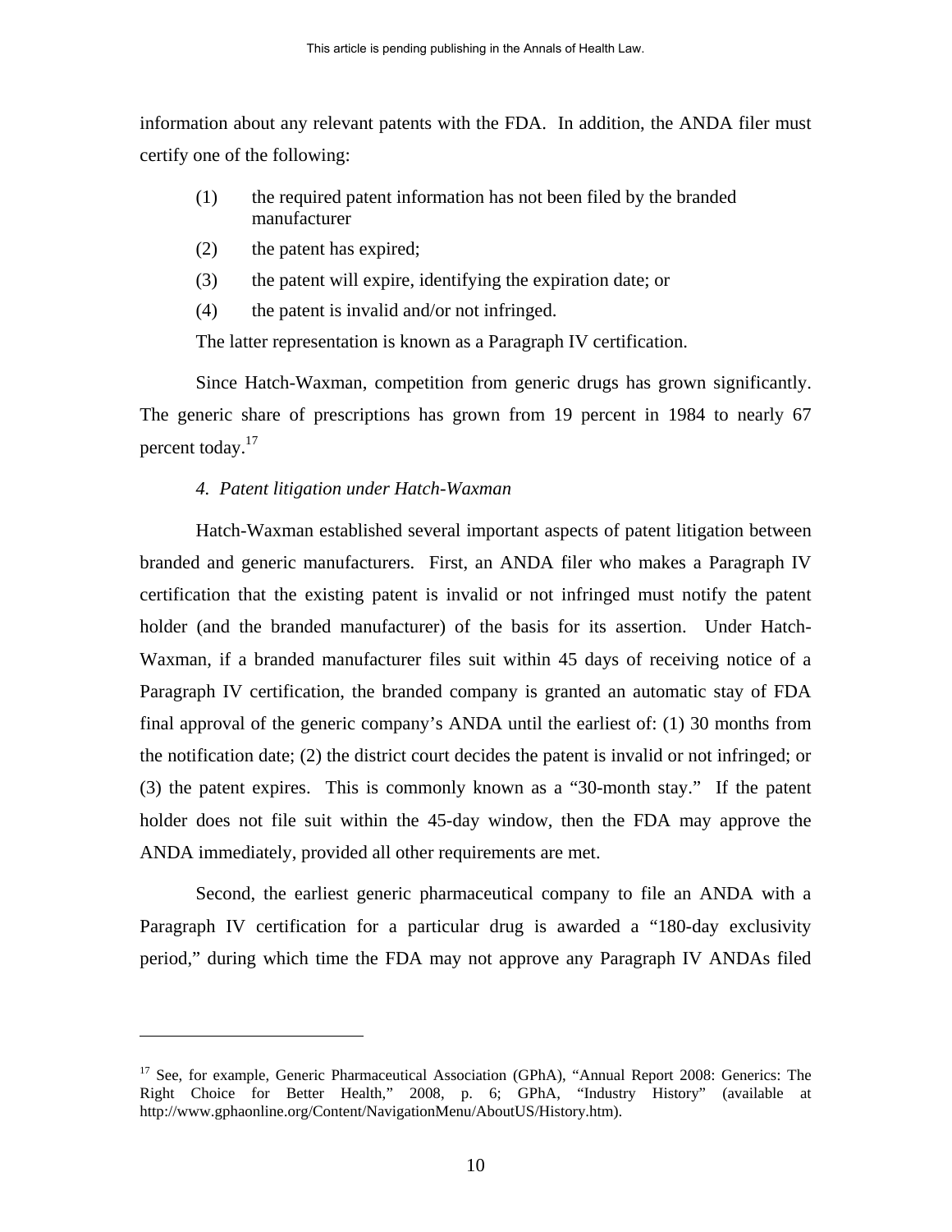information about any relevant patents with the FDA. In addition, the ANDA filer must certify one of the following:

(1) the required patent information has not been filed by the branded manufacturer

(2) the patent has expired;

(3) the patent will expire, identifying the expiration date; or

(4) the patent is invalid and/or not infringed.

The latter representation is known as a Paragraph IV certification.

Since Hatch-Waxman, competition from generic drugs has grown significantly. The generic share of prescriptions has grown from 19 percent in 1984 to nearly 67 percent today.[17]

*4. Patent litigation under Hatch-Waxman*

Hatch-Waxman established several important aspects of patent litigation between branded and generic manufacturers. First, an ANDA filer who makes a Paragraph IV certification that the existing patent is invalid or not infringed must notify the patent holder (and the branded manufacturer) of the basis for its assertion. Under Hatch-Waxman, if a branded manufacturer files suit within 45 days of receiving notice of a Paragraph IV certification, the branded company is granted an automatic stay of FDA final approval of the generic company's ANDA until the earliest of: (1) 30 months from the notification date; (2) the district court decides the patent is invalid or not infringed; or (3) the patent expires. This is commonly known as a "30-month stay." If the patent holder does not file suit within the 45-day window, then the FDA may approve the ANDA immediately, provided all other requirements are met.

Second, the earliest generic pharmaceutical company to file an ANDA with a Paragraph IV certification for a particular drug is awarded a "180-day exclusivity period," during which time the FDA may not approve any Paragraph IV ANDAs filed

---

[17] See, for example, Generic Pharmaceutical Association (GPhA), "Annual Report 2008: Generics: The Right Choice for Better Health," 2008, p. 6; GPhA, "Industry History" (available at http://www.gphaonline.org/Content/NavigationMenu/AboutUS/History.htm).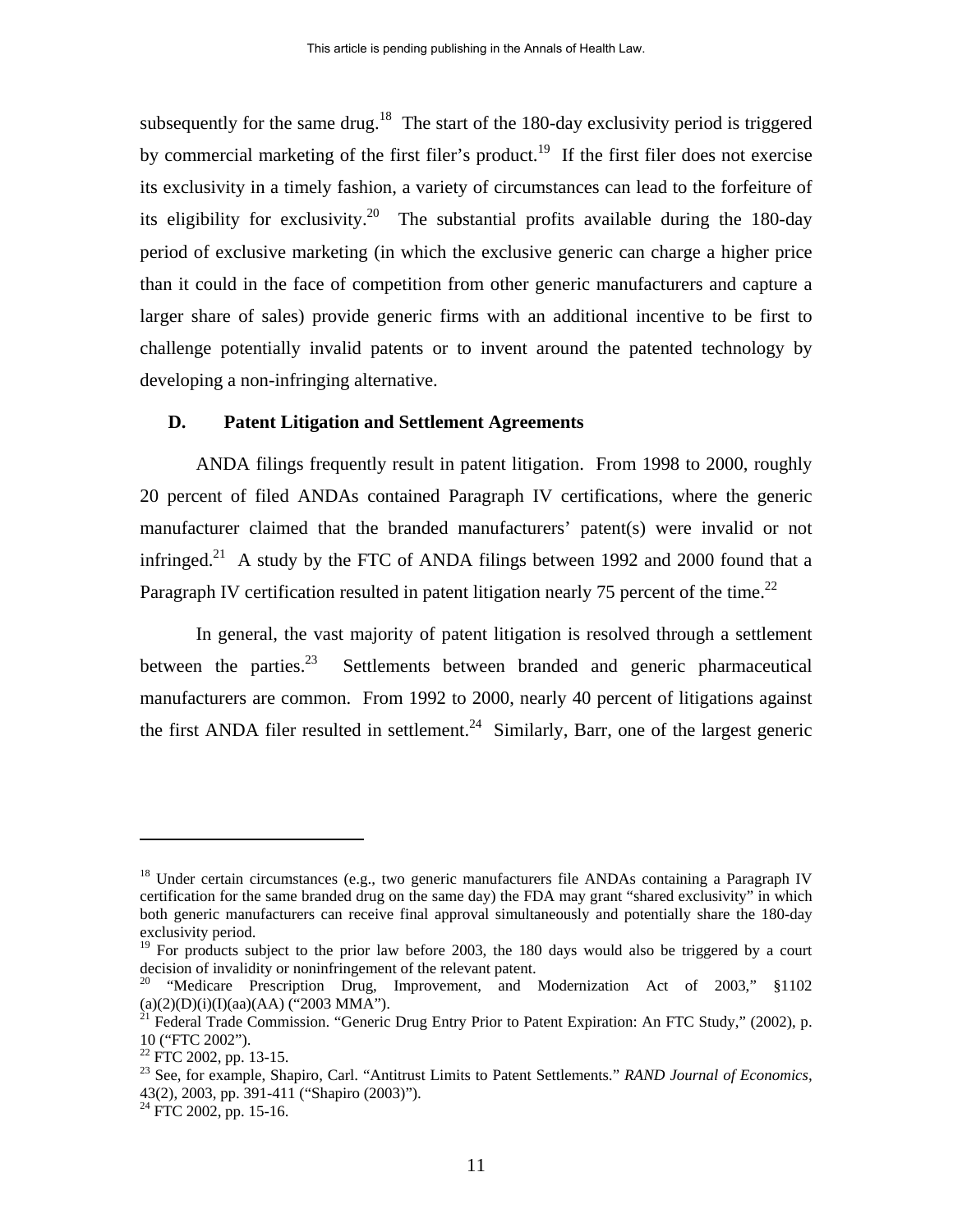subsequently for the same drug.[18] The start of the 180-day exclusivity period is triggered by commercial marketing of the first filer's product.[19] If the first filer does not exercise its exclusivity in a timely fashion, a variety of circumstances can lead to the forfeiture of its eligibility for exclusivity.[20] The substantial profits available during the 180-day period of exclusive marketing (in which the exclusive generic can charge a higher price than it could in the face of competition from other generic manufacturers and capture a larger share of sales) provide generic firms with an additional incentive to be first to challenge potentially invalid patents or to invent around the patented technology by developing a non-infringing alternative.

### D. Patent Litigation and Settlement Agreements

ANDA filings frequently result in patent litigation. From 1998 to 2000, roughly 20 percent of filed ANDAs contained Paragraph IV certifications, where the generic manufacturer claimed that the branded manufacturers' patent(s) were invalid or not infringed.[21] A study by the FTC of ANDA filings between 1992 and 2000 found that a Paragraph IV certification resulted in patent litigation nearly 75 percent of the time.[22]

In general, the vast majority of patent litigation is resolved through a settlement between the parties.[23] Settlements between branded and generic pharmaceutical manufacturers are common. From 1992 to 2000, nearly 40 percent of litigations against the first ANDA filer resulted in settlement.[24] Similarly, Barr, one of the largest generic

---

[18] Under certain circumstances (e.g., two generic manufacturers file ANDAs containing a Paragraph IV certification for the same branded drug on the same day) the FDA may grant "shared exclusivity" in which both generic manufacturers can receive final approval simultaneously and potentially share the 180-day exclusivity period.

[19] For products subject to the prior law before 2003, the 180 days would also be triggered by a court decision of invalidity or noninfringement of the relevant patent.

[20] "Medicare Prescription Drug, Improvement, and Modernization Act of 2003," §1102 (a)(2)(D)(i)(I)(aa)(AA) ("2003 MMA").

[21] Federal Trade Commission. "Generic Drug Entry Prior to Patent Expiration: An FTC Study," (2002), p. 10 ("FTC 2002").

[22] FTC 2002, pp. 13-15.

[23] See, for example, Shapiro, Carl. "Antitrust Limits to Patent Settlements." *RAND Journal of Economics*, 43(2), 2003, pp. 391-411 ("Shapiro (2003)").

[24] FTC 2002, pp. 15-16.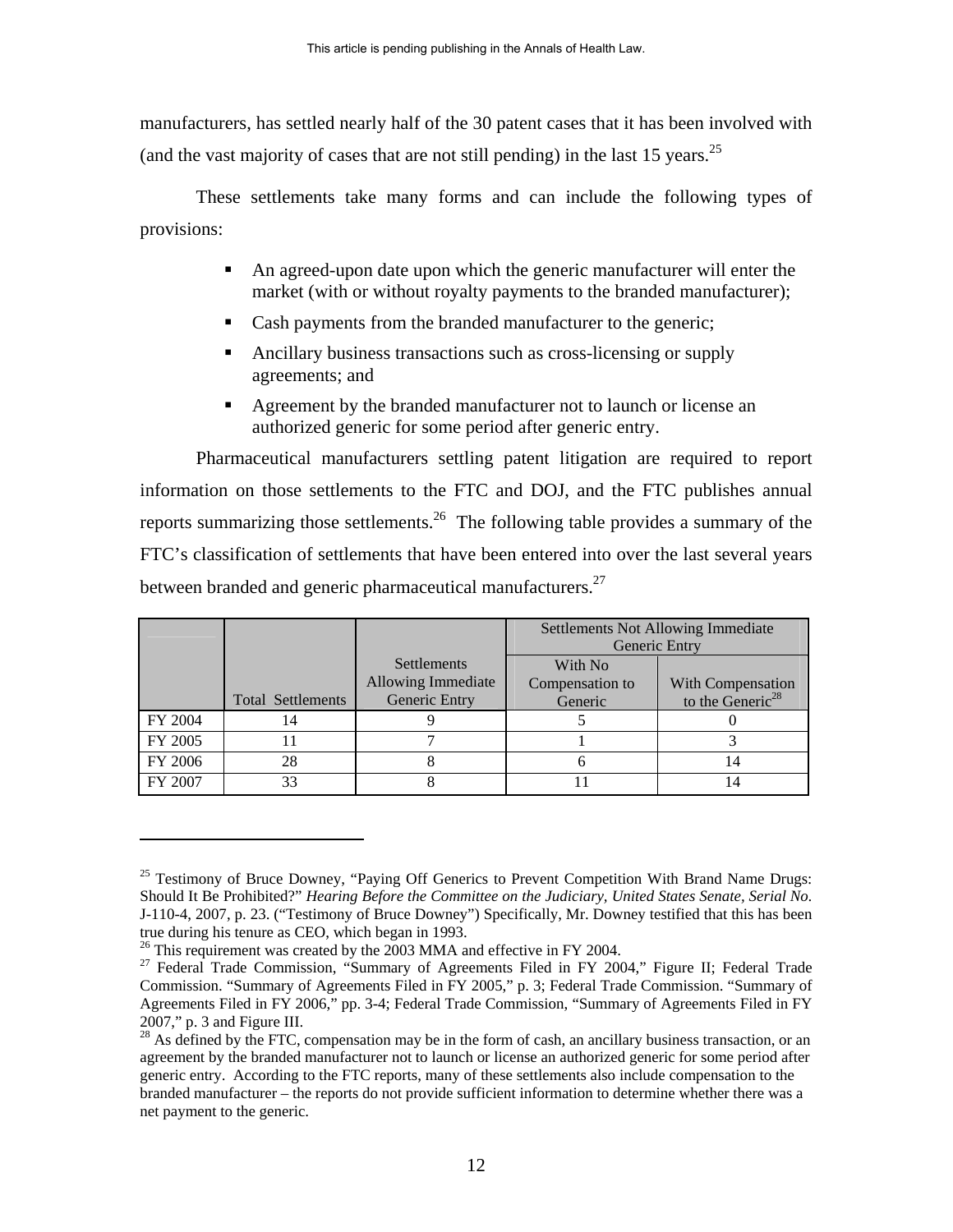manufacturers, has settled nearly half of the 30 patent cases that it has been involved with (and the vast majority of cases that are not still pending) in the last 15 years.[25]

These settlements take many forms and can include the following types of provisions:

- An agreed-upon date upon which the generic manufacturer will enter the market (with or without royalty payments to the branded manufacturer);
- Cash payments from the branded manufacturer to the generic;
- Ancillary business transactions such as cross-licensing or supply agreements; and
- Agreement by the branded manufacturer not to launch or license an authorized generic for some period after generic entry.

Pharmaceutical manufacturers settling patent litigation are required to report information on those settlements to the FTC and DOJ, and the FTC publishes annual reports summarizing those settlements.[26] The following table provides a summary of the FTC's classification of settlements that have been entered into over the last several years between branded and generic pharmaceutical manufacturers.[27]

| | | | Settlements Not Allowing Immediate Generic Entry | |
|---|---|---|---|---|
| | Total Settlements | Settlements Allowing Immediate Generic Entry | With No Compensation to Generic | With Compensation to the Generic[28] |
| FY 2004 | 14 | 9 | 5 | 0 |
| FY 2005 | 11 | 7 | 1 | 3 |
| FY 2006 | 28 | 8 | 6 | 14 |
| FY 2007 | 33 | 8 | 11 | 14 |

---

[25] Testimony of Bruce Downey, "Paying Off Generics to Prevent Competition With Brand Name Drugs: Should It Be Prohibited?" *Hearing Before the Committee on the Judiciary, United States Senate, Serial No.* J-110-4, 2007, p. 23. ("Testimony of Bruce Downey") Specifically, Mr. Downey testified that this has been true during his tenure as CEO, which began in 1993.

[26] This requirement was created by the 2003 MMA and effective in FY 2004.

[27] Federal Trade Commission, "Summary of Agreements Filed in FY 2004," Figure II; Federal Trade Commission. "Summary of Agreements Filed in FY 2005," p. 3; Federal Trade Commission. "Summary of Agreements Filed in FY 2006," pp. 3-4; Federal Trade Commission, "Summary of Agreements Filed in FY 2007," p. 3 and Figure III.

[28] As defined by the FTC, compensation may be in the form of cash, an ancillary business transaction, or an agreement by the branded manufacturer not to launch or license an authorized generic for some period after generic entry. According to the FTC reports, many of these settlements also include compensation to the branded manufacturer – the reports do not provide sufficient information to determine whether there was a net payment to the generic.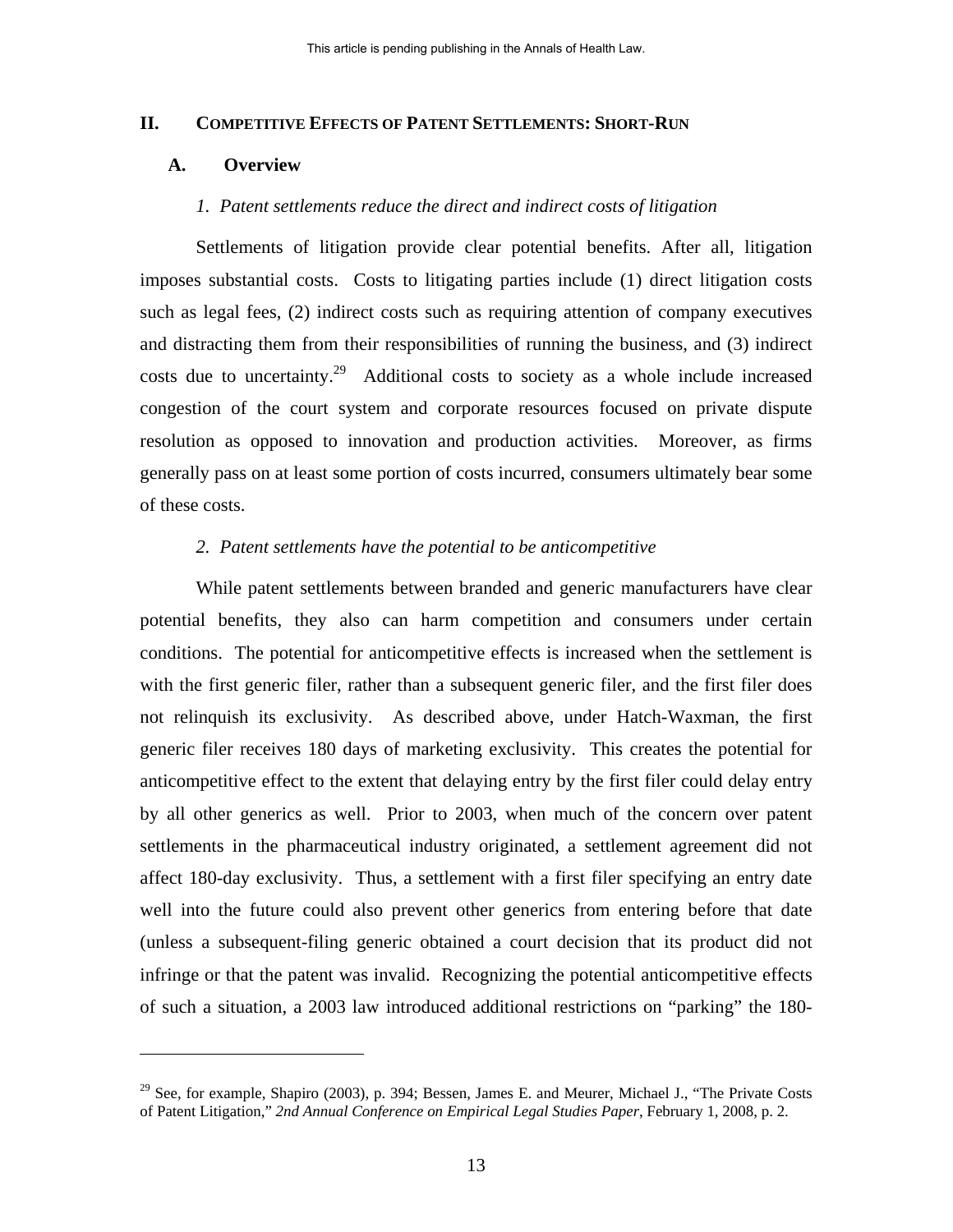## II. COMPETITIVE EFFECTS OF PATENT SETTLEMENTS: SHORT-RUN

### A. Overview

#### *1. Patent settlements reduce the direct and indirect costs of litigation*

Settlements of litigation provide clear potential benefits. After all, litigation imposes substantial costs. Costs to litigating parties include (1) direct litigation costs such as legal fees, (2) indirect costs such as requiring attention of company executives and distracting them from their responsibilities of running the business, and (3) indirect costs due to uncertainty.[29] Additional costs to society as a whole include increased congestion of the court system and corporate resources focused on private dispute resolution as opposed to innovation and production activities. Moreover, as firms generally pass on at least some portion of costs incurred, consumers ultimately bear some of these costs.

#### *2. Patent settlements have the potential to be anticompetitive*

While patent settlements between branded and generic manufacturers have clear potential benefits, they also can harm competition and consumers under certain conditions. The potential for anticompetitive effects is increased when the settlement is with the first generic filer, rather than a subsequent generic filer, and the first filer does not relinquish its exclusivity. As described above, under Hatch-Waxman, the first generic filer receives 180 days of marketing exclusivity. This creates the potential for anticompetitive effect to the extent that delaying entry by the first filer could delay entry by all other generics as well. Prior to 2003, when much of the concern over patent settlements in the pharmaceutical industry originated, a settlement agreement did not affect 180-day exclusivity. Thus, a settlement with a first filer specifying an entry date well into the future could also prevent other generics from entering before that date (unless a subsequent-filing generic obtained a court decision that its product did not infringe or that the patent was invalid. Recognizing the potential anticompetitive effects of such a situation, a 2003 law introduced additional restrictions on "parking" the 180-

---

[29] See, for example, Shapiro (2003), p. 394; Bessen, James E. and Meurer, Michael J., "The Private Costs of Patent Litigation," *2nd Annual Conference on Empirical Legal Studies Paper*, February 1, 2008, p. 2.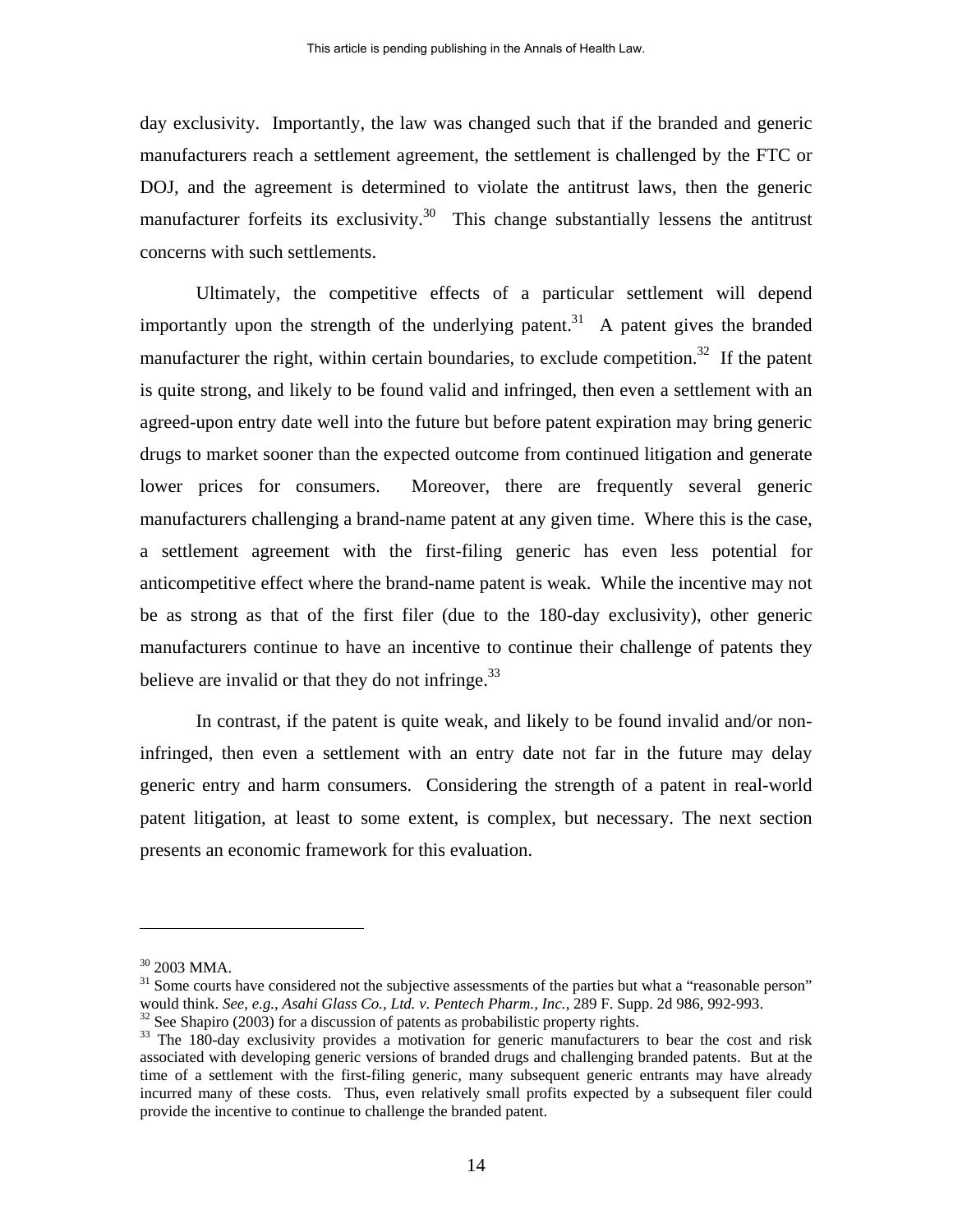day exclusivity. Importantly, the law was changed such that if the branded and generic manufacturers reach a settlement agreement, the settlement is challenged by the FTC or DOJ, and the agreement is determined to violate the antitrust laws, then the generic manufacturer forfeits its exclusivity.[30] This change substantially lessens the antitrust concerns with such settlements.

Ultimately, the competitive effects of a particular settlement will depend importantly upon the strength of the underlying patent.[31] A patent gives the branded manufacturer the right, within certain boundaries, to exclude competition.[32] If the patent is quite strong, and likely to be found valid and infringed, then even a settlement with an agreed-upon entry date well into the future but before patent expiration may bring generic drugs to market sooner than the expected outcome from continued litigation and generate lower prices for consumers. Moreover, there are frequently several generic manufacturers challenging a brand-name patent at any given time. Where this is the case, a settlement agreement with the first-filing generic has even less potential for anticompetitive effect where the brand-name patent is weak. While the incentive may not be as strong as that of the first filer (due to the 180-day exclusivity), other generic manufacturers continue to have an incentive to continue their challenge of patents they believe are invalid or that they do not infringe.[33]

In contrast, if the patent is quite weak, and likely to be found invalid and/or non-infringed, then even a settlement with an entry date not far in the future may delay generic entry and harm consumers. Considering the strength of a patent in real-world patent litigation, at least to some extent, is complex, but necessary. The next section presents an economic framework for this evaluation.

---

[30] 2003 MMA.

[31] Some courts have considered not the subjective assessments of the parties but what a "reasonable person" would think. *See, e.g.*, *Asahi Glass Co., Ltd. v. Pentech Pharm., Inc.*, 289 F. Supp. 2d 986, 992-993.

[32] See Shapiro (2003) for a discussion of patents as probabilistic property rights.

[33] The 180-day exclusivity provides a motivation for generic manufacturers to bear the cost and risk associated with developing generic versions of branded drugs and challenging branded patents. But at the time of a settlement with the first-filing generic, many subsequent generic entrants may have already incurred many of these costs. Thus, even relatively small profits expected by a subsequent filer could provide the incentive to continue to challenge the branded patent.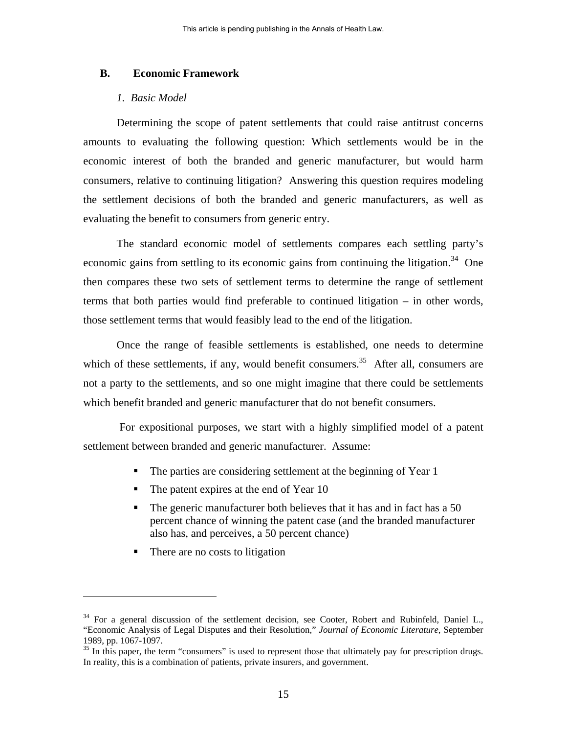## B. Economic Framework

### *1. Basic Model*

Determining the scope of patent settlements that could raise antitrust concerns amounts to evaluating the following question: Which settlements would be in the economic interest of both the branded and generic manufacturer, but would harm consumers, relative to continuing litigation? Answering this question requires modeling the settlement decisions of both the branded and generic manufacturers, as well as evaluating the benefit to consumers from generic entry.

The standard economic model of settlements compares each settling party's economic gains from settling to its economic gains from continuing the litigation.[34] One then compares these two sets of settlement terms to determine the range of settlement terms that both parties would find preferable to continued litigation – in other words, those settlement terms that would feasibly lead to the end of the litigation.

Once the range of feasible settlements is established, one needs to determine which of these settlements, if any, would benefit consumers.[35] After all, consumers are not a party to the settlements, and so one might imagine that there could be settlements which benefit branded and generic manufacturer that do not benefit consumers.

For expositional purposes, we start with a highly simplified model of a patent settlement between branded and generic manufacturer. Assume:

- The parties are considering settlement at the beginning of Year 1
- The patent expires at the end of Year 10
- The generic manufacturer both believes that it has and in fact has a 50 percent chance of winning the patent case (and the branded manufacturer also has, and perceives, a 50 percent chance)
- There are no costs to litigation

---

[34] For a general discussion of the settlement decision, see Cooter, Robert and Rubinfeld, Daniel L., "Economic Analysis of Legal Disputes and their Resolution," *Journal of Economic Literature*, September 1989, pp. 1067-1097.

[35] In this paper, the term "consumers" is used to represent those that ultimately pay for prescription drugs. In reality, this is a combination of patients, private insurers, and government.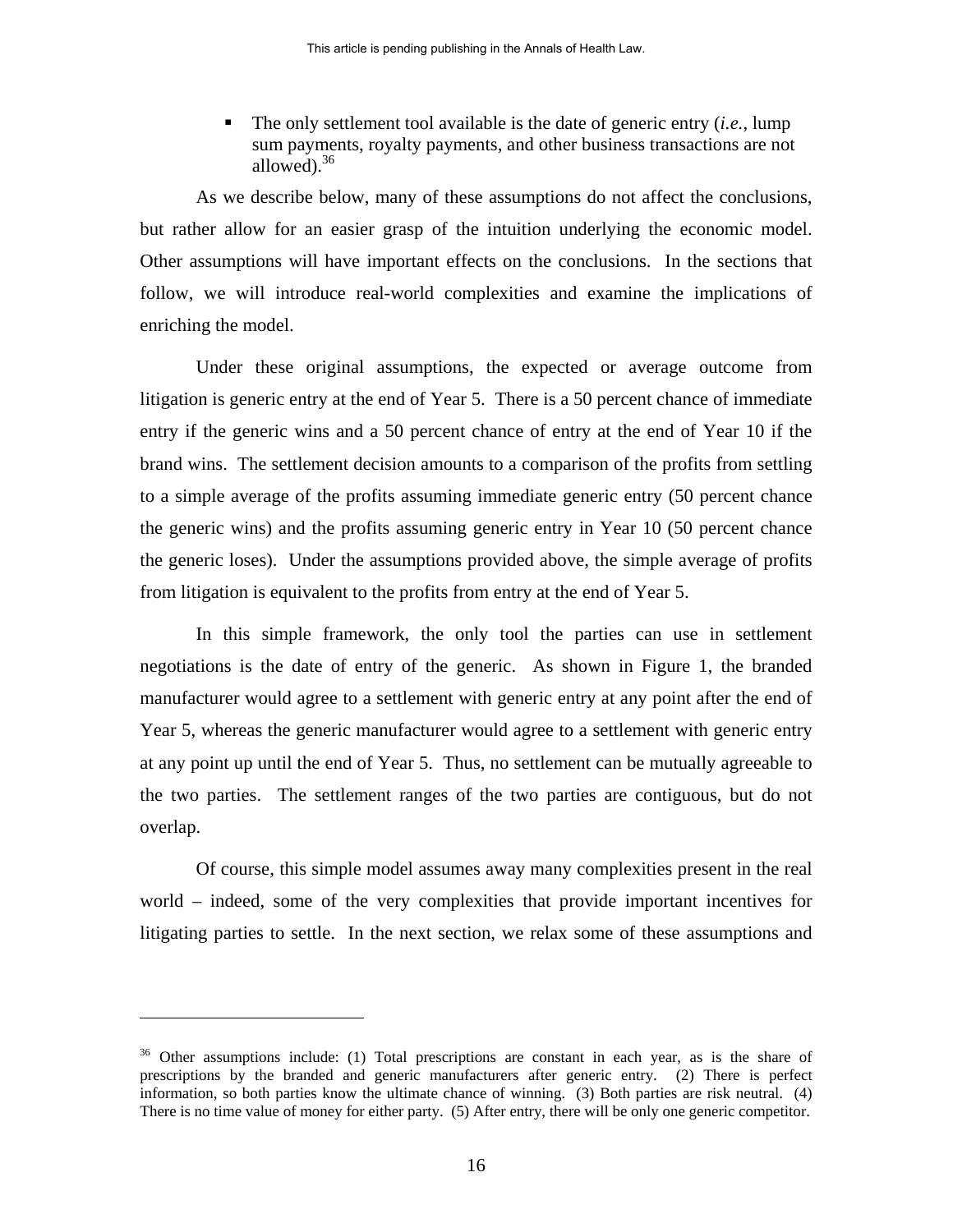- The only settlement tool available is the date of generic entry (*i.e.*, lump sum payments, royalty payments, and other business transactions are not allowed).[36]

As we describe below, many of these assumptions do not affect the conclusions, but rather allow for an easier grasp of the intuition underlying the economic model. Other assumptions will have important effects on the conclusions. In the sections that follow, we will introduce real-world complexities and examine the implications of enriching the model.

Under these original assumptions, the expected or average outcome from litigation is generic entry at the end of Year 5. There is a 50 percent chance of immediate entry if the generic wins and a 50 percent chance of entry at the end of Year 10 if the brand wins. The settlement decision amounts to a comparison of the profits from settling to a simple average of the profits assuming immediate generic entry (50 percent chance the generic wins) and the profits assuming generic entry in Year 10 (50 percent chance the generic loses). Under the assumptions provided above, the simple average of profits from litigation is equivalent to the profits from entry at the end of Year 5.

In this simple framework, the only tool the parties can use in settlement negotiations is the date of entry of the generic. As shown in Figure 1, the branded manufacturer would agree to a settlement with generic entry at any point after the end of Year 5, whereas the generic manufacturer would agree to a settlement with generic entry at any point up until the end of Year 5. Thus, no settlement can be mutually agreeable to the two parties. The settlement ranges of the two parties are contiguous, but do not overlap.

Of course, this simple model assumes away many complexities present in the real world – indeed, some of the very complexities that provide important incentives for litigating parties to settle. In the next section, we relax some of these assumptions and

---

[36] Other assumptions include: (1) Total prescriptions are constant in each year, as is the share of prescriptions by the branded and generic manufacturers after generic entry. (2) There is perfect information, so both parties know the ultimate chance of winning. (3) Both parties are risk neutral. (4) There is no time value of money for either party. (5) After entry, there will be only one generic competitor.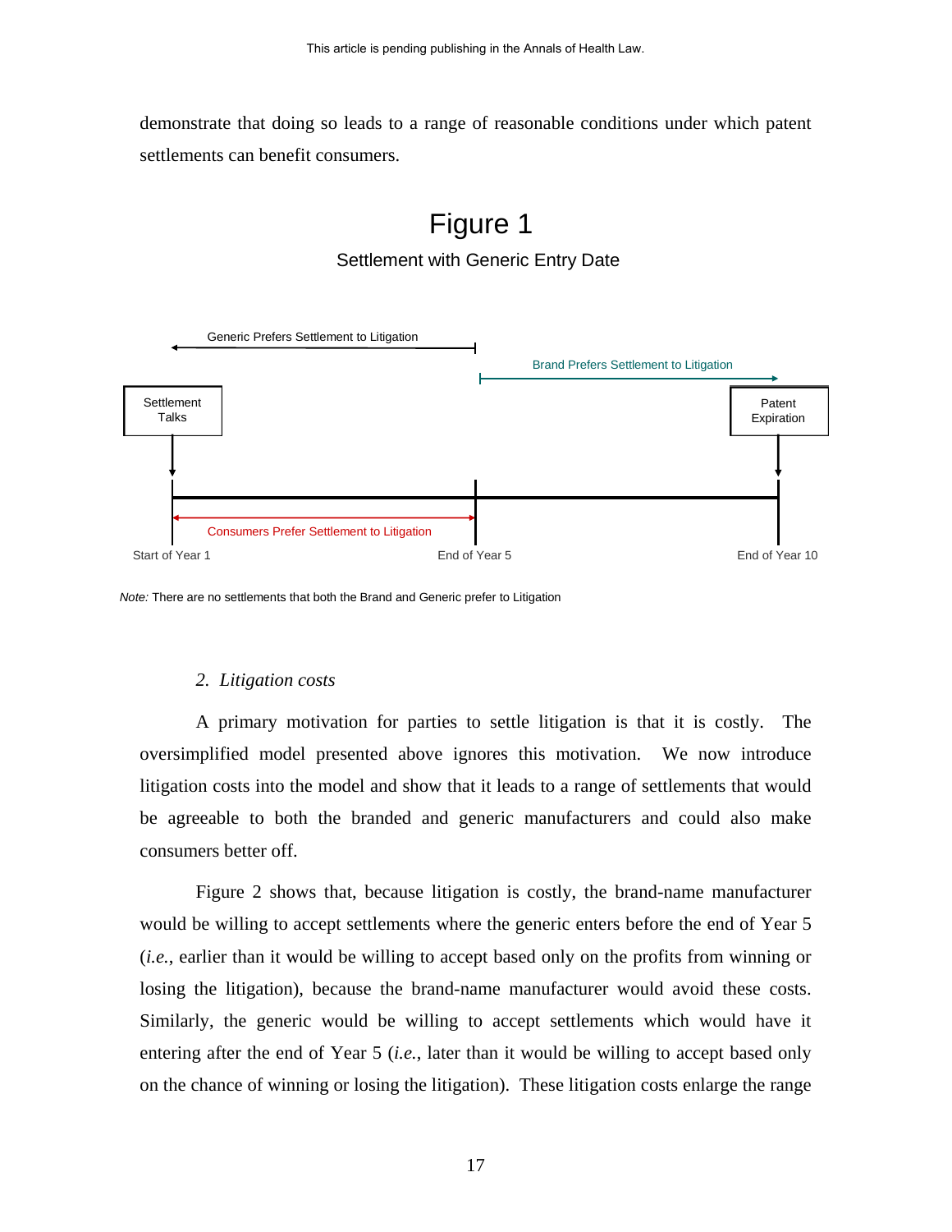demonstrate that doing so leads to a range of reasonable conditions under which patent settlements can benefit consumers.

Figure 1

Settlement with Generic Entry Date

Generic Prefers Settlement to Litigation

Brand Prefers Settlement to Litigation

Settlement Talks

Patent Expiration

Consumers Prefer Settlement to Litigation

Start of Year 1

End of Year 5

End of Year 10

*Note:* There are no settlements that both the Brand and Generic prefer to Litigation

### *2. Litigation costs*

A primary motivation for parties to settle litigation is that it is costly. The oversimplified model presented above ignores this motivation. We now introduce litigation costs into the model and show that it leads to a range of settlements that would be agreeable to both the branded and generic manufacturers and could also make consumers better off.

Figure 2 shows that, because litigation is costly, the brand-name manufacturer would be willing to accept settlements where the generic enters before the end of Year 5 (*i.e.*, earlier than it would be willing to accept based only on the profits from winning or losing the litigation), because the brand-name manufacturer would avoid these costs. Similarly, the generic would be willing to accept settlements which would have it entering after the end of Year 5 (*i.e.*, later than it would be willing to accept based only on the chance of winning or losing the litigation). These litigation costs enlarge the range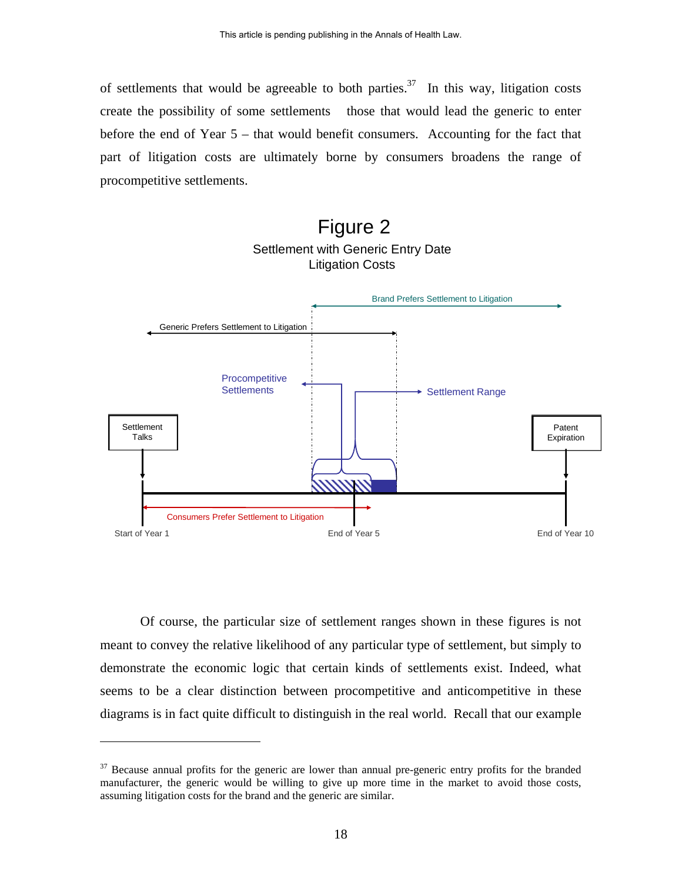of settlements that would be agreeable to both parties.[37] In this way, litigation costs create the possibility of some settlements those that would lead the generic to enter before the end of Year 5 – that would benefit consumers. Accounting for the fact that part of litigation costs are ultimately borne by consumers broadens the range of procompetitive settlements.

## Figure 2

Settlement with Generic Entry Date
Litigation Costs

Brand Prefers Settlement to Litigation

Generic Prefers Settlement to Litigation

Procompetitive Settlements

Settlement Range

Settlement Talks

Patent Expiration

Consumers Prefer Settlement to Litigation

Start of Year 1 | End of Year 5 | End of Year 10

Of course, the particular size of settlement ranges shown in these figures is not meant to convey the relative likelihood of any particular type of settlement, but simply to demonstrate the economic logic that certain kinds of settlements exist. Indeed, what seems to be a clear distinction between procompetitive and anticompetitive in these diagrams is in fact quite difficult to distinguish in the real world. Recall that our example

---

[37] Because annual profits for the generic are lower than annual pre-generic entry profits for the branded manufacturer, the generic would be willing to give up more time in the market to avoid those costs, assuming litigation costs for the brand and the generic are similar.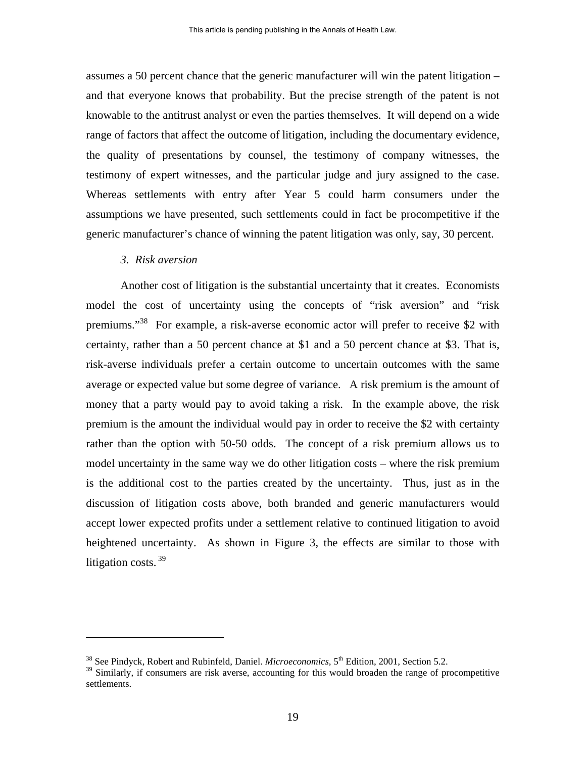assumes a 50 percent chance that the generic manufacturer will win the patent litigation – and that everyone knows that probability. But the precise strength of the patent is not knowable to the antitrust analyst or even the parties themselves. It will depend on a wide range of factors that affect the outcome of litigation, including the documentary evidence, the quality of presentations by counsel, the testimony of company witnesses, the testimony of expert witnesses, and the particular judge and jury assigned to the case. Whereas settlements with entry after Year 5 could harm consumers under the assumptions we have presented, such settlements could in fact be procompetitive if the generic manufacturer's chance of winning the patent litigation was only, say, 30 percent.

### *3. Risk aversion*

Another cost of litigation is the substantial uncertainty that it creates. Economists model the cost of uncertainty using the concepts of "risk aversion" and "risk premiums."[38] For example, a risk-averse economic actor will prefer to receive \$2 with certainty, rather than a 50 percent chance at \$1 and a 50 percent chance at \$3. That is, risk-averse individuals prefer a certain outcome to uncertain outcomes with the same average or expected value but some degree of variance. A risk premium is the amount of money that a party would pay to avoid taking a risk. In the example above, the risk premium is the amount the individual would pay in order to receive the \$2 with certainty rather than the option with 50-50 odds. The concept of a risk premium allows us to model uncertainty in the same way we do other litigation costs – where the risk premium is the additional cost to the parties created by the uncertainty. Thus, just as in the discussion of litigation costs above, both branded and generic manufacturers would accept lower expected profits under a settlement relative to continued litigation to avoid heightened uncertainty. As shown in Figure 3, the effects are similar to those with litigation costs.[39]

---

[38] See Pindyck, Robert and Rubinfeld, Daniel. *Microeconomics*, 5th Edition, 2001, Section 5.2.

[39] Similarly, if consumers are risk averse, accounting for this would broaden the range of procompetitive settlements.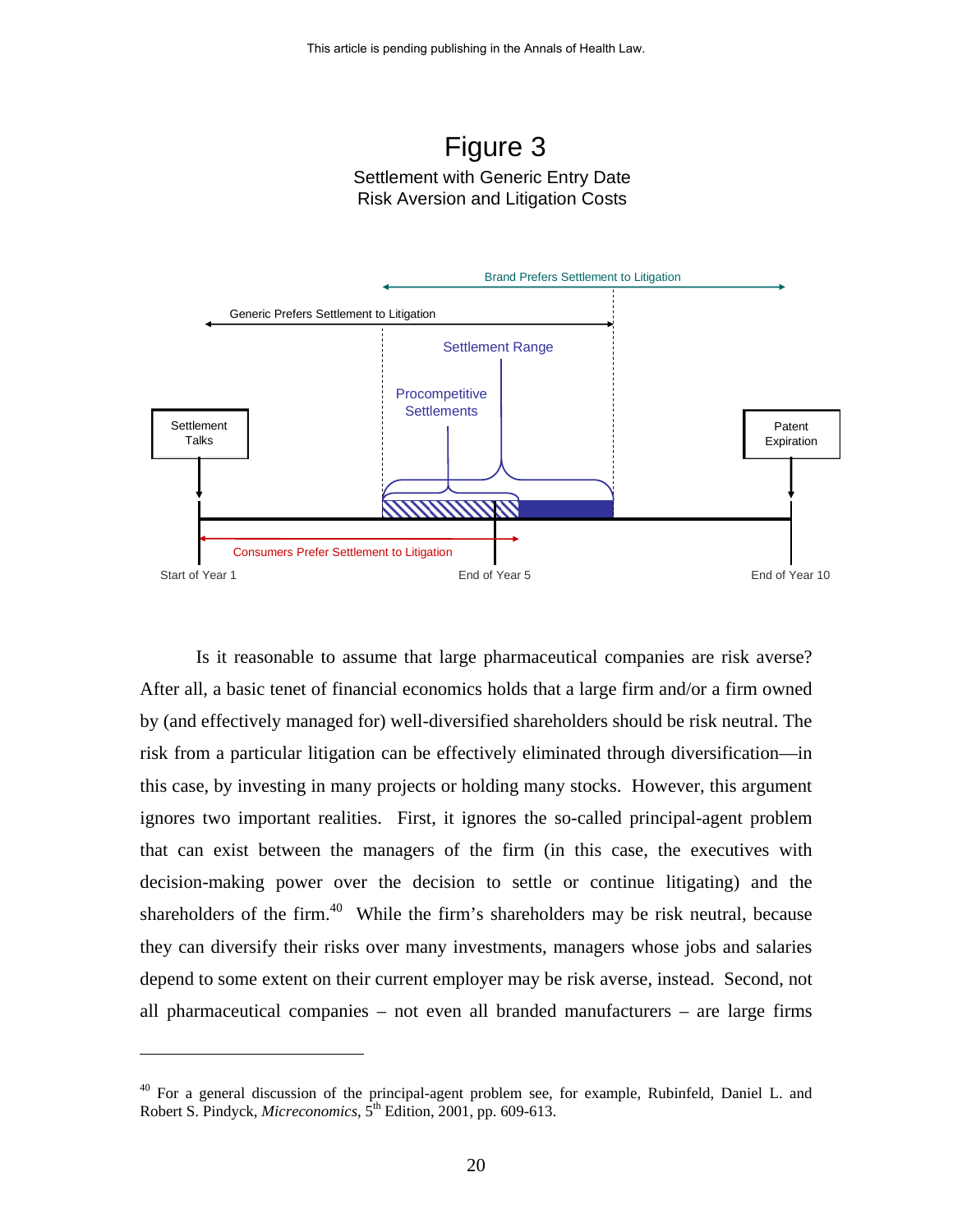Figure 3

Settlement with Generic Entry Date
Risk Aversion and Litigation Costs

Is it reasonable to assume that large pharmaceutical companies are risk averse? After all, a basic tenet of financial economics holds that a large firm and/or a firm owned by (and effectively managed for) well-diversified shareholders should be risk neutral. The risk from a particular litigation can be effectively eliminated through diversification—in this case, by investing in many projects or holding many stocks. However, this argument ignores two important realities. First, it ignores the so-called principal-agent problem that can exist between the managers of the firm (in this case, the executives with decision-making power over the decision to settle or continue litigating) and the shareholders of the firm.[40] While the firm's shareholders may be risk neutral, because they can diversify their risks over many investments, managers whose jobs and salaries depend to some extent on their current employer may be risk averse, instead. Second, not all pharmaceutical companies – not even all branded manufacturers – are large firms

---

[40] For a general discussion of the principal-agent problem see, for example, Rubinfeld, Daniel L. and Robert S. Pindyck, *Microeconomics*, 5th Edition, 2001, pp. 609-613.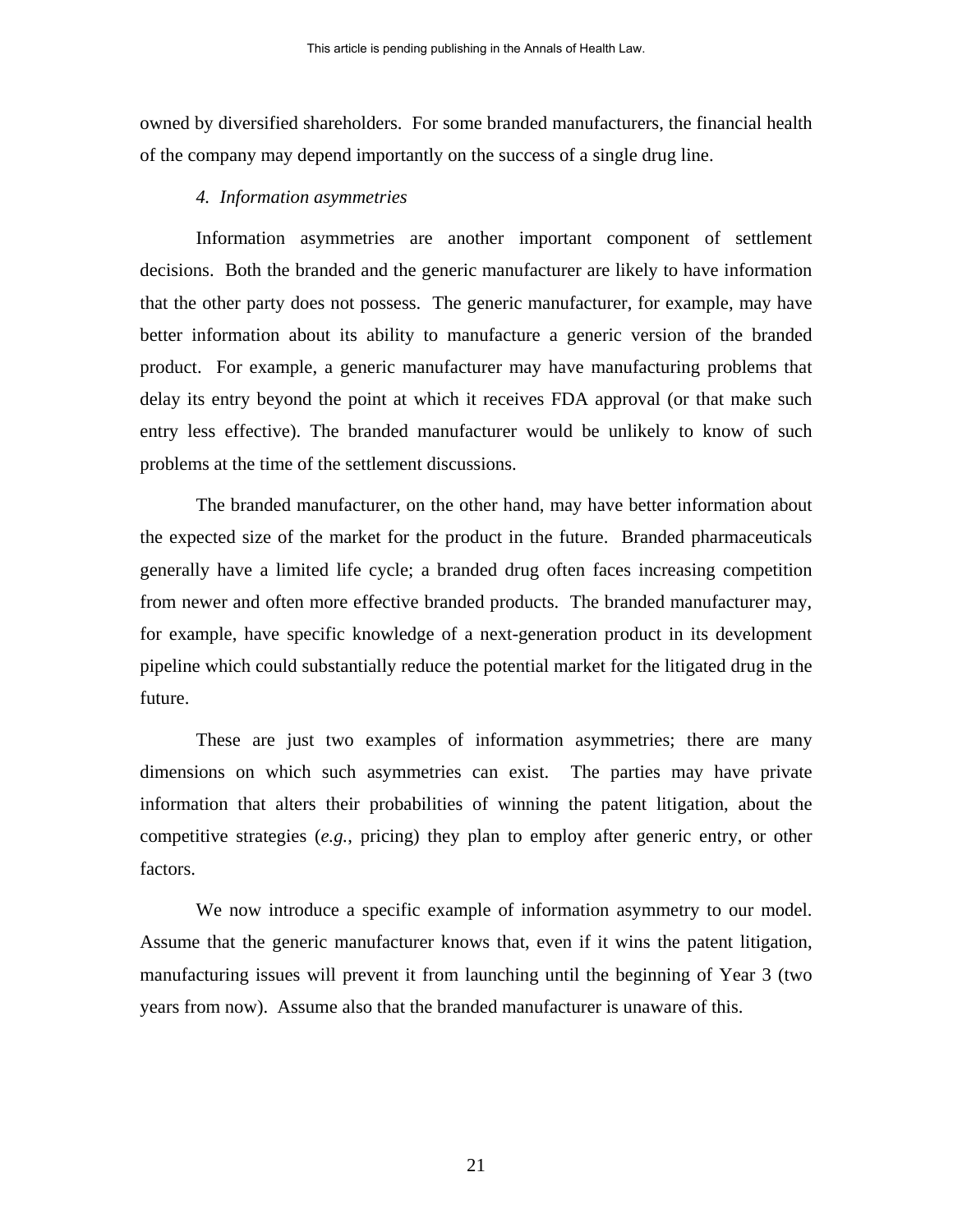owned by diversified shareholders. For some branded manufacturers, the financial health of the company may depend importantly on the success of a single drug line.

#### *4. Information asymmetries*

Information asymmetries are another important component of settlement decisions. Both the branded and the generic manufacturer are likely to have information that the other party does not possess. The generic manufacturer, for example, may have better information about its ability to manufacture a generic version of the branded product. For example, a generic manufacturer may have manufacturing problems that delay its entry beyond the point at which it receives FDA approval (or that make such entry less effective). The branded manufacturer would be unlikely to know of such problems at the time of the settlement discussions.

The branded manufacturer, on the other hand, may have better information about the expected size of the market for the product in the future. Branded pharmaceuticals generally have a limited life cycle; a branded drug often faces increasing competition from newer and often more effective branded products. The branded manufacturer may, for example, have specific knowledge of a next-generation product in its development pipeline which could substantially reduce the potential market for the litigated drug in the future.

These are just two examples of information asymmetries; there are many dimensions on which such asymmetries can exist. The parties may have private information that alters their probabilities of winning the patent litigation, about the competitive strategies (*e.g.*, pricing) they plan to employ after generic entry, or other factors.

We now introduce a specific example of information asymmetry to our model. Assume that the generic manufacturer knows that, even if it wins the patent litigation, manufacturing issues will prevent it from launching until the beginning of Year 3 (two years from now). Assume also that the branded manufacturer is unaware of this.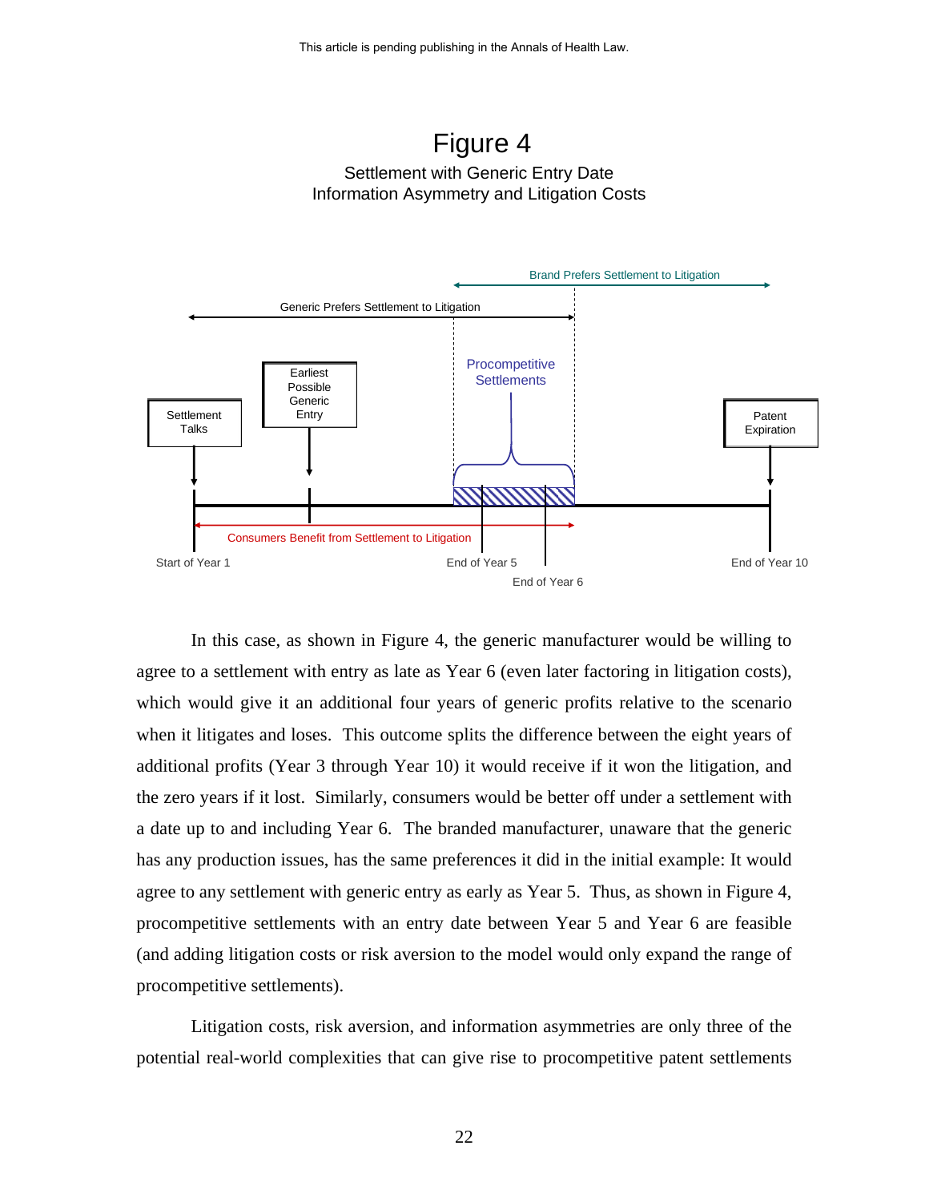# Figure 4

Settlement with Generic Entry Date
Information Asymmetry and Litigation Costs

Brand Prefers Settlement to Litigation

Generic Prefers Settlement to Litigation

Procompetitive Settlements

Settlement Talks

Earliest Possible Generic Entry

Patent Expiration

Consumers Benefit from Settlement to Litigation

Start of Year 1

End of Year 5

End of Year 6

End of Year 10

In this case, as shown in Figure 4, the generic manufacturer would be willing to agree to a settlement with entry as late as Year 6 (even later factoring in litigation costs), which would give it an additional four years of generic profits relative to the scenario when it litigates and loses. This outcome splits the difference between the eight years of additional profits (Year 3 through Year 10) it would receive if it won the litigation, and the zero years if it lost. Similarly, consumers would be better off under a settlement with a date up to and including Year 6. The branded manufacturer, unaware that the generic has any production issues, has the same preferences it did in the initial example: It would agree to any settlement with generic entry as early as Year 5. Thus, as shown in Figure 4, procompetitive settlements with an entry date between Year 5 and Year 6 are feasible (and adding litigation costs or risk aversion to the model would only expand the range of procompetitive settlements).

Litigation costs, risk aversion, and information asymmetries are only three of the potential real-world complexities that can give rise to procompetitive patent settlements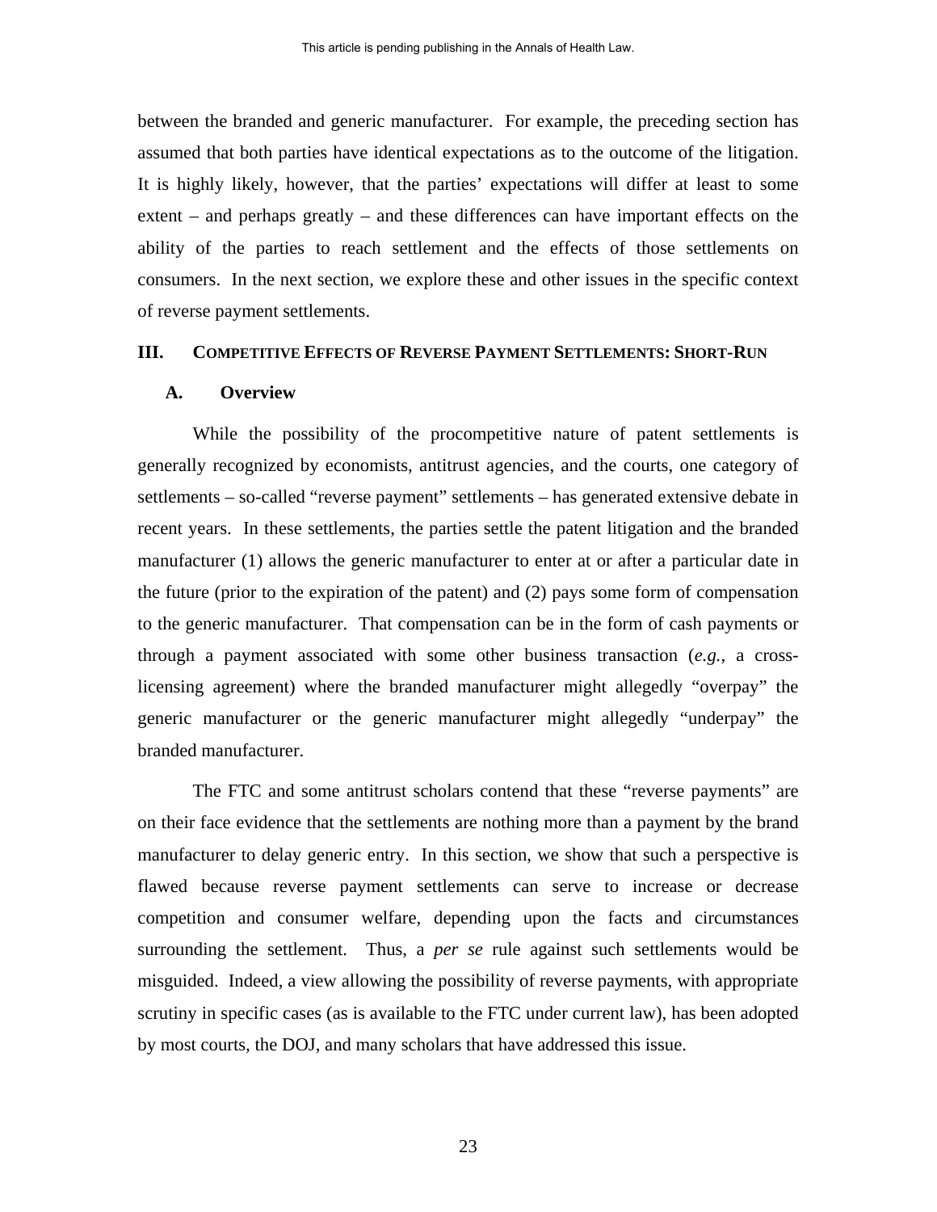between the branded and generic manufacturer. For example, the preceding section has assumed that both parties have identical expectations as to the outcome of the litigation. It is highly likely, however, that the parties' expectations will differ at least to some extent – and perhaps greatly – and these differences can have important effects on the ability of the parties to reach settlement and the effects of those settlements on consumers. In the next section, we explore these and other issues in the specific context of reverse payment settlements.

## III. COMPETITIVE EFFECTS OF REVERSE PAYMENT SETTLEMENTS: SHORT-RUN

### A. Overview

While the possibility of the procompetitive nature of patent settlements is generally recognized by economists, antitrust agencies, and the courts, one category of settlements – so-called "reverse payment" settlements – has generated extensive debate in recent years. In these settlements, the parties settle the patent litigation and the branded manufacturer (1) allows the generic manufacturer to enter at or after a particular date in the future (prior to the expiration of the patent) and (2) pays some form of compensation to the generic manufacturer. That compensation can be in the form of cash payments or through a payment associated with some other business transaction (*e.g.*, a cross-licensing agreement) where the branded manufacturer might allegedly "overpay" the generic manufacturer or the generic manufacturer might allegedly "underpay" the branded manufacturer.

The FTC and some antitrust scholars contend that these "reverse payments" are on their face evidence that the settlements are nothing more than a payment by the brand manufacturer to delay generic entry. In this section, we show that such a perspective is flawed because reverse payment settlements can serve to increase or decrease competition and consumer welfare, depending upon the facts and circumstances surrounding the settlement. Thus, a *per se* rule against such settlements would be misguided. Indeed, a view allowing the possibility of reverse payments, with appropriate scrutiny in specific cases (as is available to the FTC under current law), has been adopted by most courts, the DOJ, and many scholars that have addressed this issue.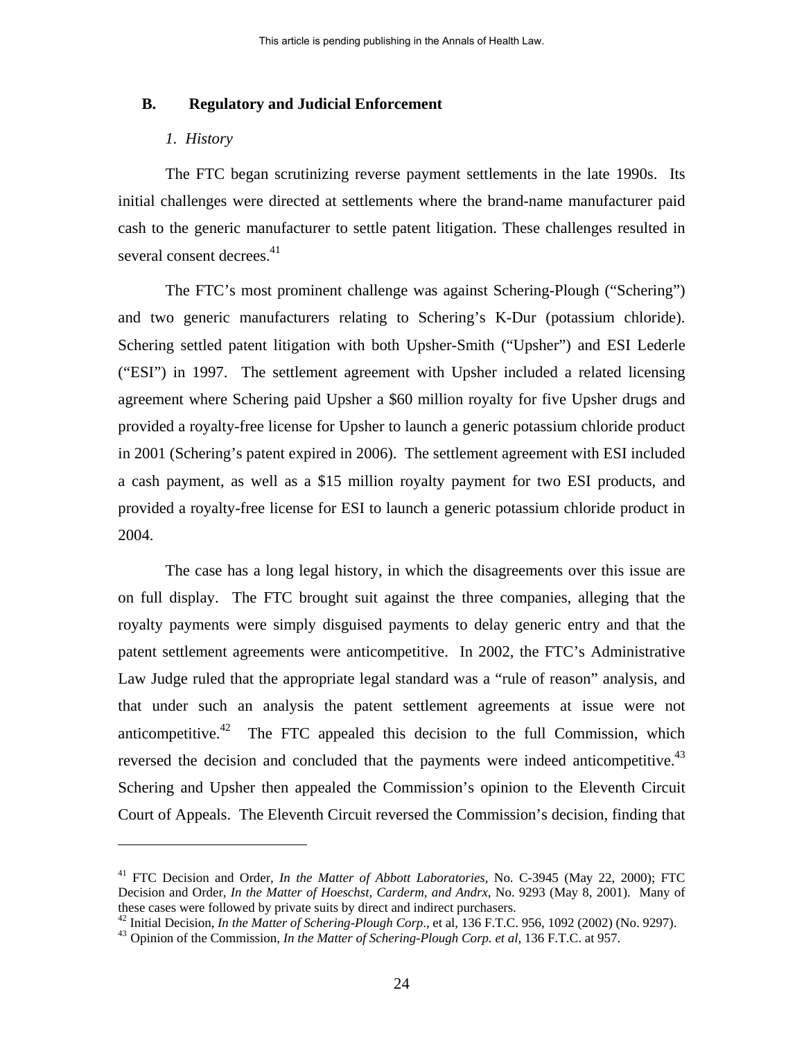## B. Regulatory and Judicial Enforcement

### *1. History*

The FTC began scrutinizing reverse payment settlements in the late 1990s. Its initial challenges were directed at settlements where the brand-name manufacturer paid cash to the generic manufacturer to settle patent litigation. These challenges resulted in several consent decrees.[41]

The FTC's most prominent challenge was against Schering-Plough ("Schering") and two generic manufacturers relating to Schering's K-Dur (potassium chloride). Schering settled patent litigation with both Upsher-Smith ("Upsher") and ESI Lederle ("ESI") in 1997. The settlement agreement with Upsher included a related licensing agreement where Schering paid Upsher a $60 million royalty for five Upsher drugs and provided a royalty-free license for Upsher to launch a generic potassium chloride product in 2001 (Schering's patent expired in 2006). The settlement agreement with ESI included a cash payment, as well as a $15 million royalty payment for two ESI products, and provided a royalty-free license for ESI to launch a generic potassium chloride product in 2004.

The case has a long legal history, in which the disagreements over this issue are on full display. The FTC brought suit against the three companies, alleging that the royalty payments were simply disguised payments to delay generic entry and that the patent settlement agreements were anticompetitive. In 2002, the FTC's Administrative Law Judge ruled that the appropriate legal standard was a "rule of reason" analysis, and that under such an analysis the patent settlement agreements at issue were not anticompetitive.[42] The FTC appealed this decision to the full Commission, which reversed the decision and concluded that the payments were indeed anticompetitive.[43] Schering and Upsher then appealed the Commission's opinion to the Eleventh Circuit Court of Appeals. The Eleventh Circuit reversed the Commission's decision, finding that

---

[41] FTC Decision and Order, *In the Matter of Abbott Laboratories*, No. C-3945 (May 22, 2000); FTC Decision and Order, *In the Matter of Hoeschst, Carderm, and Andrx,* No. 9293 (May 8, 2001). Many of these cases were followed by private suits by direct and indirect purchasers.

[42] Initial Decision, *In the Matter of Schering-Plough Corp*., et al, 136 F.T.C. 956, 1092 (2002) (No. 9297).

[43] Opinion of the Commission, *In the Matter of Schering-Plough Corp. et al*, 136 F.T.C. at 957.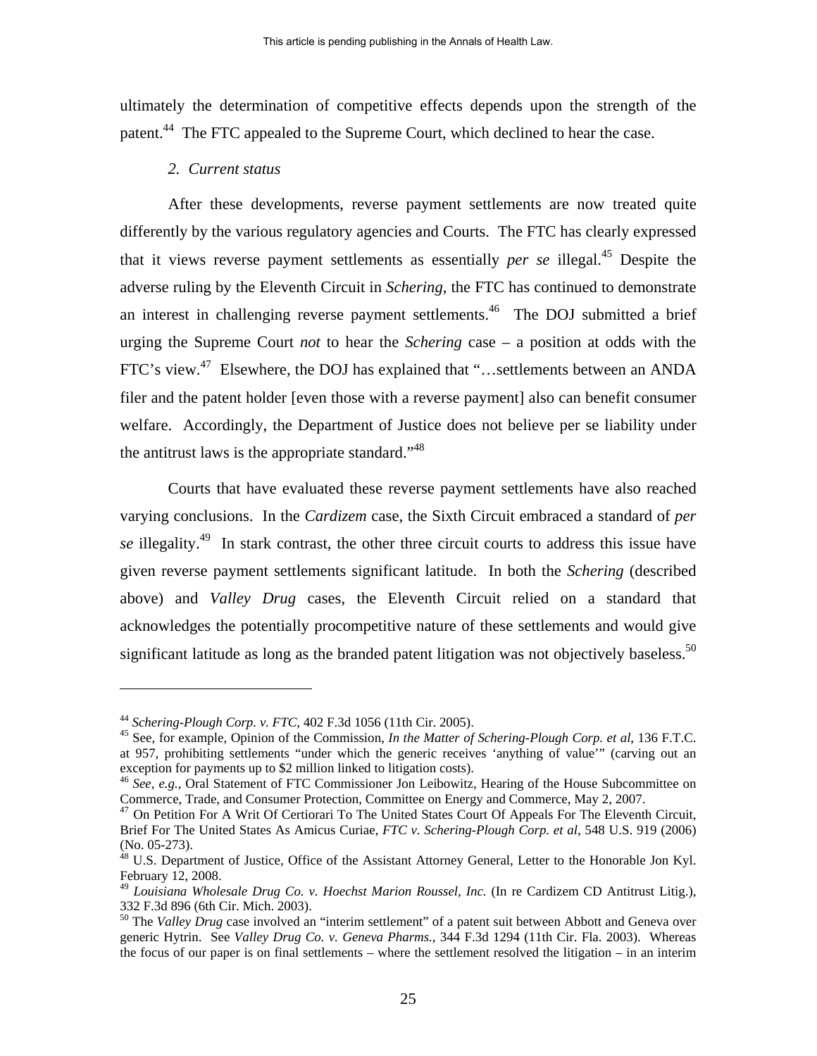ultimately the determination of competitive effects depends upon the strength of the patent.[44] The FTC appealed to the Supreme Court, which declined to hear the case.

### *2. Current status*

After these developments, reverse payment settlements are now treated quite differently by the various regulatory agencies and Courts. The FTC has clearly expressed that it views reverse payment settlements as essentially *per se* illegal.[45] Despite the adverse ruling by the Eleventh Circuit in *Schering*, the FTC has continued to demonstrate an interest in challenging reverse payment settlements.[46] The DOJ submitted a brief urging the Supreme Court *not* to hear the *Schering* case – a position at odds with the FTC's view.[47] Elsewhere, the DOJ has explained that "…settlements between an ANDA filer and the patent holder [even those with a reverse payment] also can benefit consumer welfare. Accordingly, the Department of Justice does not believe per se liability under the antitrust laws is the appropriate standard."[48]

Courts that have evaluated these reverse payment settlements have also reached varying conclusions. In the *Cardizem* case, the Sixth Circuit embraced a standard of *per se* illegality.[49] In stark contrast, the other three circuit courts to address this issue have given reverse payment settlements significant latitude. In both the *Schering* (described above) and *Valley Drug* cases, the Eleventh Circuit relied on a standard that acknowledges the potentially procompetitive nature of these settlements and would give significant latitude as long as the branded patent litigation was not objectively baseless.[50]

---

[44] *Schering-Plough Corp. v. FTC*, 402 F.3d 1056 (11th Cir. 2005).

[45] See, for example, Opinion of the Commission, *In the Matter of Schering-Plough Corp. et al*, 136 F.T.C. at 957, prohibiting settlements "under which the generic receives 'anything of value'" (carving out an exception for payments up to $2 million linked to litigation costs).

[46] *See, e.g.*, Oral Statement of FTC Commissioner Jon Leibowitz, Hearing of the House Subcommittee on Commerce, Trade, and Consumer Protection, Committee on Energy and Commerce, May 2, 2007.

[47] On Petition For A Writ Of Certiorari To The United States Court Of Appeals For The Eleventh Circuit, Brief For The United States As Amicus Curiae, *FTC v. Schering-Plough Corp. et al*, 548 U.S. 919 (2006) (No. 05-273).

[48] U.S. Department of Justice, Office of the Assistant Attorney General, Letter to the Honorable Jon Kyl. February 12, 2008.

[49] *Louisiana Wholesale Drug Co. v. Hoechst Marion Roussel, Inc.* (In re Cardizem CD Antitrust Litig.), 332 F.3d 896 (6th Cir. Mich. 2003).

[50] The *Valley Drug* case involved an "interim settlement" of a patent suit between Abbott and Geneva over generic Hytrin. See *Valley Drug Co. v. Geneva Pharms.*, 344 F.3d 1294 (11th Cir. Fla. 2003). Whereas the focus of our paper is on final settlements – where the settlement resolved the litigation – in an interim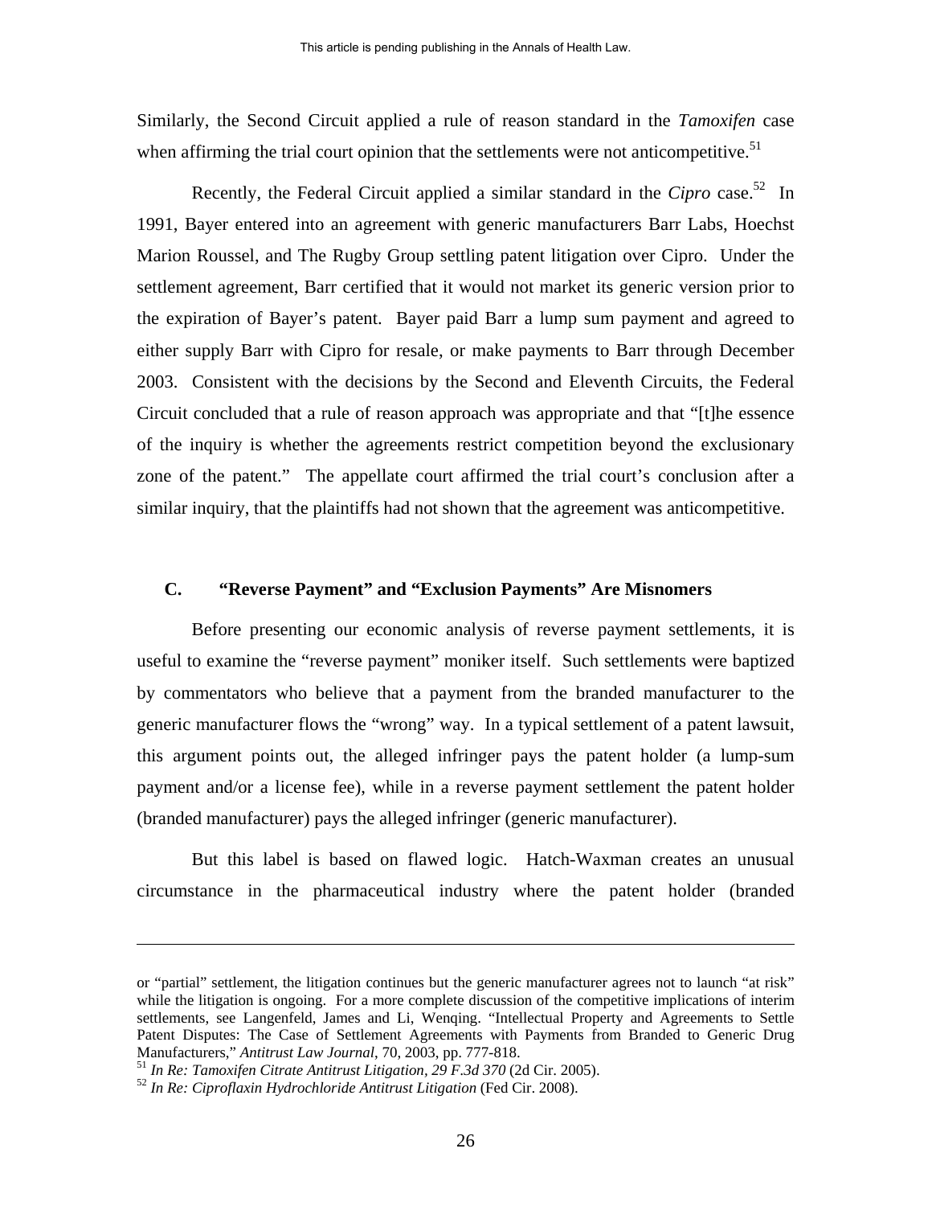Similarly, the Second Circuit applied a rule of reason standard in the *Tamoxifen* case when affirming the trial court opinion that the settlements were not anticompetitive.[51]

Recently, the Federal Circuit applied a similar standard in the *Cipro* case.[52] In 1991, Bayer entered into an agreement with generic manufacturers Barr Labs, Hoechst Marion Roussel, and The Rugby Group settling patent litigation over Cipro. Under the settlement agreement, Barr certified that it would not market its generic version prior to the expiration of Bayer's patent. Bayer paid Barr a lump sum payment and agreed to either supply Barr with Cipro for resale, or make payments to Barr through December 2003. Consistent with the decisions by the Second and Eleventh Circuits, the Federal Circuit concluded that a rule of reason approach was appropriate and that "[t]he essence of the inquiry is whether the agreements restrict competition beyond the exclusionary zone of the patent." The appellate court affirmed the trial court's conclusion after a similar inquiry, that the plaintiffs had not shown that the agreement was anticompetitive.

### C. "Reverse Payment" and "Exclusion Payments" Are Misnomers

Before presenting our economic analysis of reverse payment settlements, it is useful to examine the "reverse payment" moniker itself. Such settlements were baptized by commentators who believe that a payment from the branded manufacturer to the generic manufacturer flows the "wrong" way. In a typical settlement of a patent lawsuit, this argument points out, the alleged infringer pays the patent holder (a lump-sum payment and/or a license fee), while in a reverse payment settlement the patent holder (branded manufacturer) pays the alleged infringer (generic manufacturer).

But this label is based on flawed logic. Hatch-Waxman creates an unusual circumstance in the pharmaceutical industry where the patent holder (branded

---

or "partial" settlement, the litigation continues but the generic manufacturer agrees not to launch "at risk" while the litigation is ongoing. For a more complete discussion of the competitive implications of interim settlements, see Langenfeld, James and Li, Wenqing. "Intellectual Property and Agreements to Settle Patent Disputes: The Case of Settlement Agreements with Payments from Branded to Generic Drug Manufacturers," *Antitrust Law Journal*, 70, 2003, pp. 777-818.

[51] *In Re: Tamoxifen Citrate Antitrust Litigation, 29 F.3d 370* (2d Cir. 2005).

[52] *In Re: Ciproflaxin Hydrochloride Antitrust Litigation* (Fed Cir. 2008).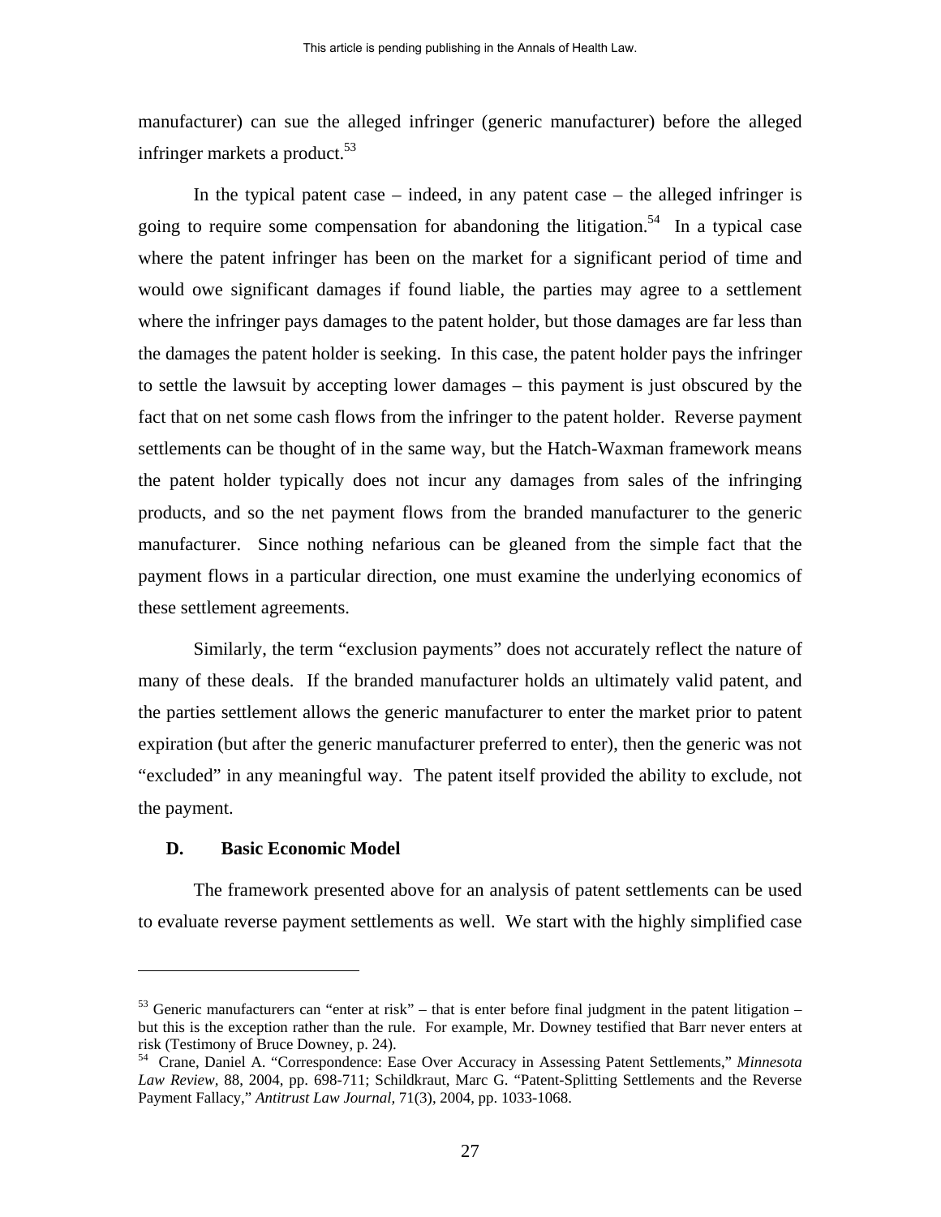manufacturer) can sue the alleged infringer (generic manufacturer) before the alleged infringer markets a product.[53]

In the typical patent case – indeed, in any patent case – the alleged infringer is going to require some compensation for abandoning the litigation.[54] In a typical case where the patent infringer has been on the market for a significant period of time and would owe significant damages if found liable, the parties may agree to a settlement where the infringer pays damages to the patent holder, but those damages are far less than the damages the patent holder is seeking. In this case, the patent holder pays the infringer to settle the lawsuit by accepting lower damages – this payment is just obscured by the fact that on net some cash flows from the infringer to the patent holder. Reverse payment settlements can be thought of in the same way, but the Hatch-Waxman framework means the patent holder typically does not incur any damages from sales of the infringing products, and so the net payment flows from the branded manufacturer to the generic manufacturer. Since nothing nefarious can be gleaned from the simple fact that the payment flows in a particular direction, one must examine the underlying economics of these settlement agreements.

Similarly, the term "exclusion payments" does not accurately reflect the nature of many of these deals. If the branded manufacturer holds an ultimately valid patent, and the parties settlement allows the generic manufacturer to enter the market prior to patent expiration (but after the generic manufacturer preferred to enter), then the generic was not "excluded" in any meaningful way. The patent itself provided the ability to exclude, not the payment.

### D. Basic Economic Model

The framework presented above for an analysis of patent settlements can be used to evaluate reverse payment settlements as well. We start with the highly simplified case

---

[53] Generic manufacturers can "enter at risk" – that is enter before final judgment in the patent litigation – but this is the exception rather than the rule. For example, Mr. Downey testified that Barr never enters at risk (Testimony of Bruce Downey, p. 24).

[54] Crane, Daniel A. "Correspondence: Ease Over Accuracy in Assessing Patent Settlements," *Minnesota Law Review,* 88, 2004, pp. 698-711; Schildkraut, Marc G. "Patent-Splitting Settlements and the Reverse Payment Fallacy," *Antitrust Law Journal,* 71(3), 2004, pp. 1033-1068.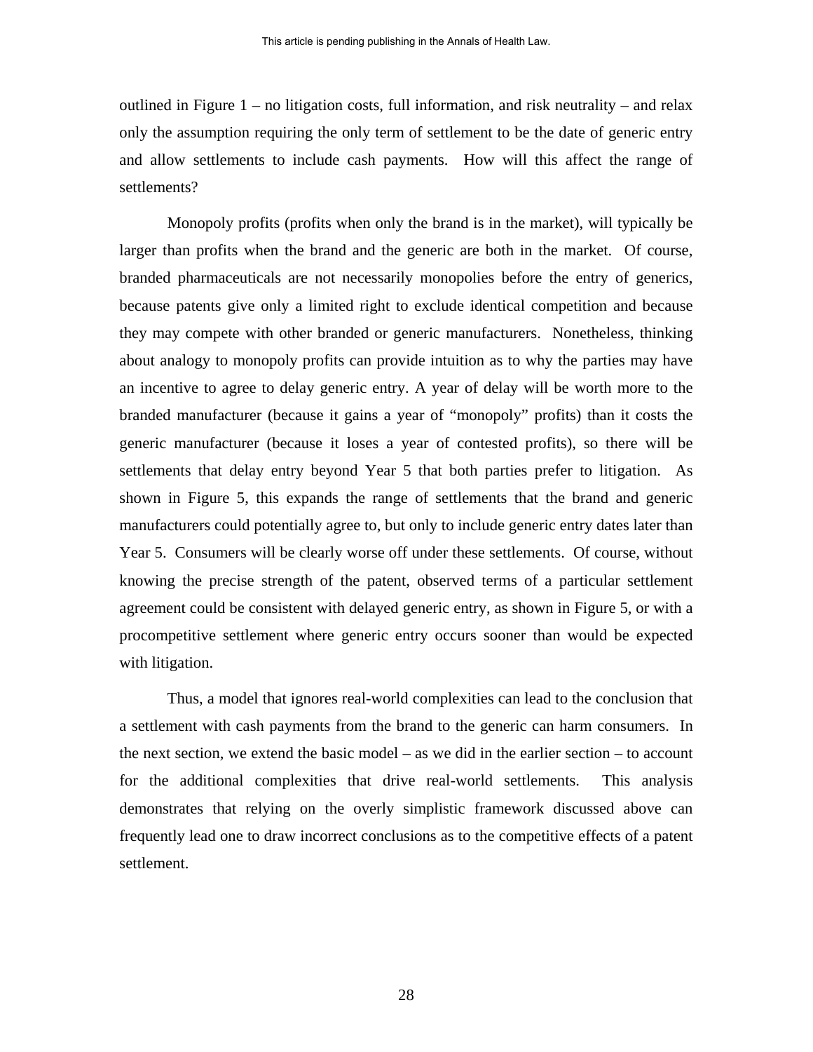outlined in Figure 1 – no litigation costs, full information, and risk neutrality – and relax only the assumption requiring the only term of settlement to be the date of generic entry and allow settlements to include cash payments. How will this affect the range of settlements?

Monopoly profits (profits when only the brand is in the market), will typically be larger than profits when the brand and the generic are both in the market. Of course, branded pharmaceuticals are not necessarily monopolies before the entry of generics, because patents give only a limited right to exclude identical competition and because they may compete with other branded or generic manufacturers. Nonetheless, thinking about analogy to monopoly profits can provide intuition as to why the parties may have an incentive to agree to delay generic entry. A year of delay will be worth more to the branded manufacturer (because it gains a year of "monopoly" profits) than it costs the generic manufacturer (because it loses a year of contested profits), so there will be settlements that delay entry beyond Year 5 that both parties prefer to litigation. As shown in Figure 5, this expands the range of settlements that the brand and generic manufacturers could potentially agree to, but only to include generic entry dates later than Year 5. Consumers will be clearly worse off under these settlements. Of course, without knowing the precise strength of the patent, observed terms of a particular settlement agreement could be consistent with delayed generic entry, as shown in Figure 5, or with a procompetitive settlement where generic entry occurs sooner than would be expected with litigation.

Thus, a model that ignores real-world complexities can lead to the conclusion that a settlement with cash payments from the brand to the generic can harm consumers. In the next section, we extend the basic model – as we did in the earlier section – to account for the additional complexities that drive real-world settlements. This analysis demonstrates that relying on the overly simplistic framework discussed above can frequently lead one to draw incorrect conclusions as to the competitive effects of a patent settlement.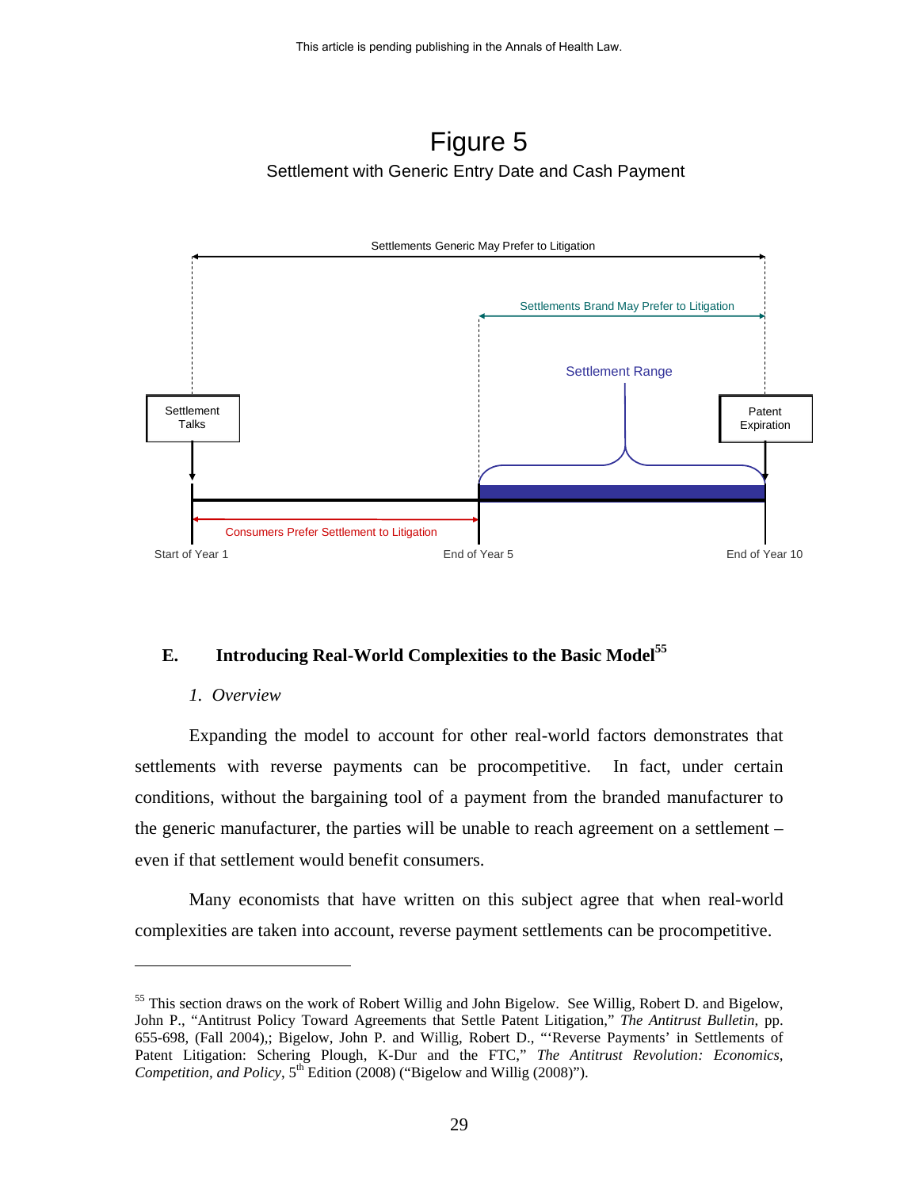Figure 5

Settlement with Generic Entry Date and Cash Payment

Settlements Generic May Prefer to Litigation

Settlements Brand May Prefer to Litigation

Settlement Range

Settlement Talks

Patent Expiration

Consumers Prefer Settlement to Litigation

Start of Year 1

End of Year 5

End of Year 10

### E. Introducing Real-World Complexities to the Basic Model[55]

#### *1. Overview*

Expanding the model to account for other real-world factors demonstrates that settlements with reverse payments can be procompetitive. In fact, under certain conditions, without the bargaining tool of a payment from the branded manufacturer to the generic manufacturer, the parties will be unable to reach agreement on a settlement – even if that settlement would benefit consumers.

Many economists that have written on this subject agree that when real-world complexities are taken into account, reverse payment settlements can be procompetitive.

---

[55] This section draws on the work of Robert Willig and John Bigelow. See Willig, Robert D. and Bigelow, John P., "Antitrust Policy Toward Agreements that Settle Patent Litigation," *The Antitrust Bulletin*, pp. 655-698, (Fall 2004),; Bigelow, John P. and Willig, Robert D., "'Reverse Payments' in Settlements of Patent Litigation: Schering Plough, K-Dur and the FTC," *The Antitrust Revolution: Economics, Competition, and Policy*, 5th Edition (2008) ("Bigelow and Willig (2008)").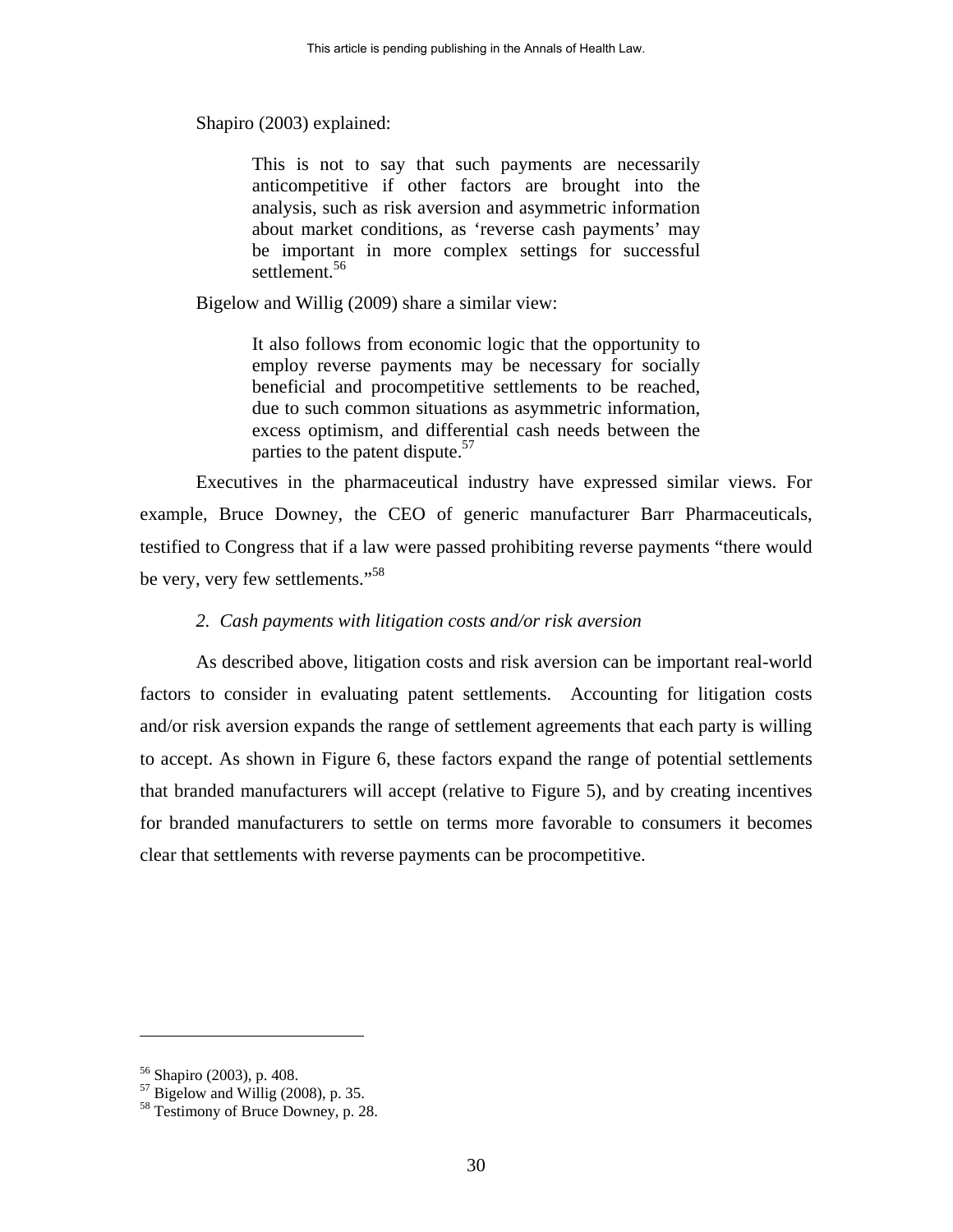Shapiro (2003) explained:

> This is not to say that such payments are necessarily anticompetitive if other factors are brought into the analysis, such as risk aversion and asymmetric information about market conditions, as 'reverse cash payments' may be important in more complex settings for successful settlement.[56]

Bigelow and Willig (2009) share a similar view:

> It also follows from economic logic that the opportunity to employ reverse payments may be necessary for socially beneficial and procompetitive settlements to be reached, due to such common situations as asymmetric information, excess optimism, and differential cash needs between the parties to the patent dispute.[57]

Executives in the pharmaceutical industry have expressed similar views. For example, Bruce Downey, the CEO of generic manufacturer Barr Pharmaceuticals, testified to Congress that if a law were passed prohibiting reverse payments "there would be very, very few settlements."[58]

*2. Cash payments with litigation costs and/or risk aversion*

As described above, litigation costs and risk aversion can be important real-world factors to consider in evaluating patent settlements. Accounting for litigation costs and/or risk aversion expands the range of settlement agreements that each party is willing to accept. As shown in Figure 6, these factors expand the range of potential settlements that branded manufacturers will accept (relative to Figure 5), and by creating incentives for branded manufacturers to settle on terms more favorable to consumers it becomes clear that settlements with reverse payments can be procompetitive.

---

[56] Shapiro (2003), p. 408.

[57] Bigelow and Willig (2008), p. 35.

[58] Testimony of Bruce Downey, p. 28.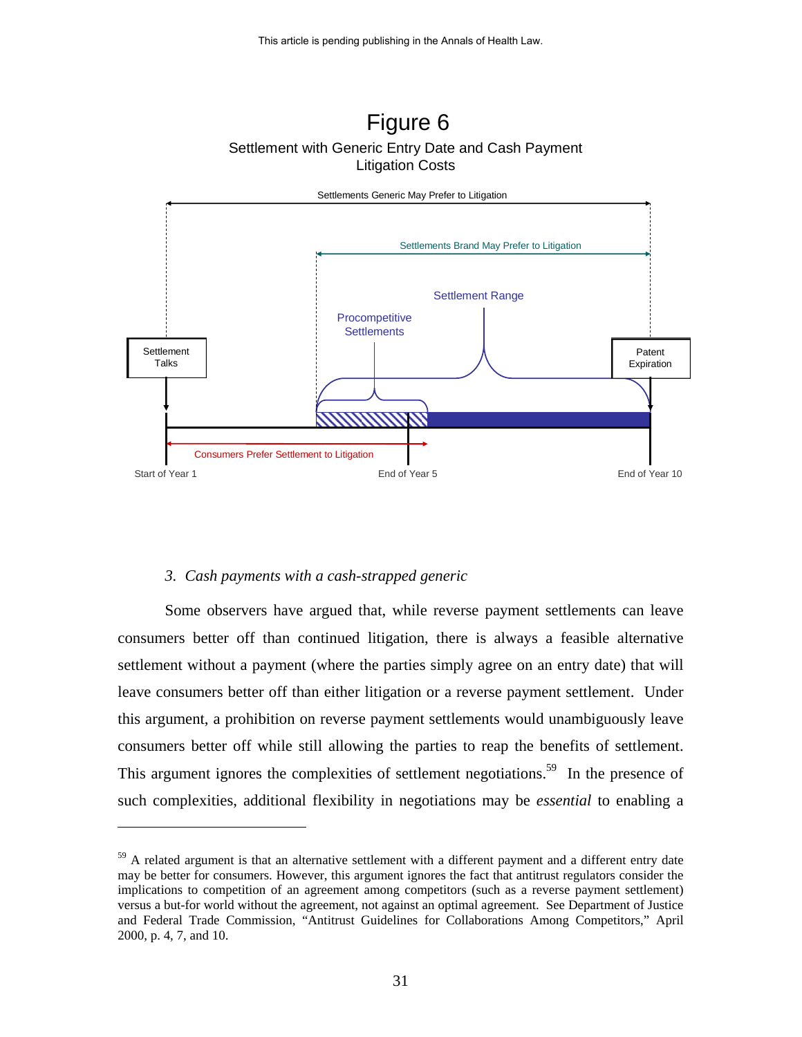Figure 6

Settlement with Generic Entry Date and Cash Payment Litigation Costs

Settlements Generic May Prefer to Litigation

Settlements Brand May Prefer to Litigation

Settlement Range

Procompetitive Settlements

Settlement Talks

Patent Expiration

Consumers Prefer Settlement to Litigation

Start of Year 1

End of Year 5

End of Year 10

*3. Cash payments with a cash-strapped generic*

Some observers have argued that, while reverse payment settlements can leave consumers better off than continued litigation, there is always a feasible alternative settlement without a payment (where the parties simply agree on an entry date) that will leave consumers better off than either litigation or a reverse payment settlement. Under this argument, a prohibition on reverse payment settlements would unambiguously leave consumers better off while still allowing the parties to reap the benefits of settlement. This argument ignores the complexities of settlement negotiations.[59] In the presence of such complexities, additional flexibility in negotiations may be *essential* to enabling a

[59] A related argument is that an alternative settlement with a different payment and a different entry date may be better for consumers. However, this argument ignores the fact that antitrust regulators consider the implications to competition of an agreement among competitors (such as a reverse payment settlement) versus a but-for world without the agreement, not against an optimal agreement. See Department of Justice and Federal Trade Commission, "Antitrust Guidelines for Collaborations Among Competitors," April 2000, p. 4, 7, and 10.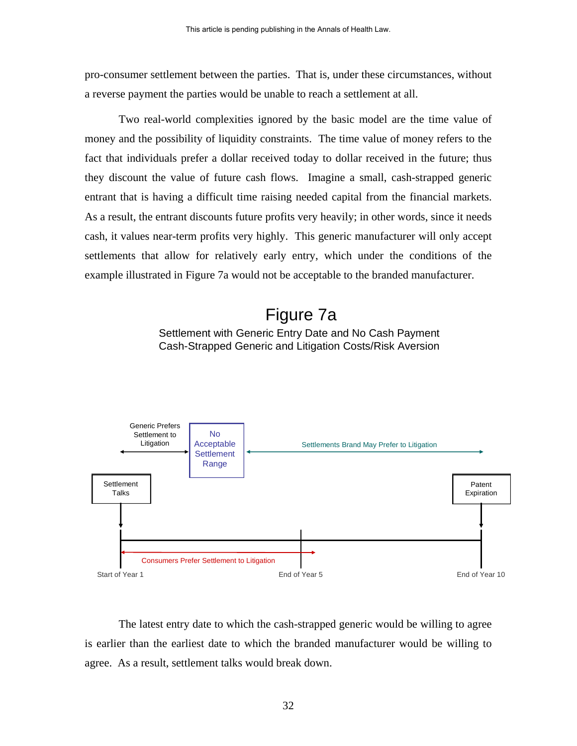pro-consumer settlement between the parties. That is, under these circumstances, without a reverse payment the parties would be unable to reach a settlement at all.

Two real-world complexities ignored by the basic model are the time value of money and the possibility of liquidity constraints. The time value of money refers to the fact that individuals prefer a dollar received today to dollar received in the future; thus they discount the value of future cash flows. Imagine a small, cash-strapped generic entrant that is having a difficult time raising needed capital from the financial markets. As a result, the entrant discounts future profits very heavily; in other words, since it needs cash, it values near-term profits very highly. This generic manufacturer will only accept settlements that allow for relatively early entry, which under the conditions of the example illustrated in Figure 7a would not be acceptable to the branded manufacturer.

## Figure 7a

Settlement with Generic Entry Date and No Cash Payment
Cash-Strapped Generic and Litigation Costs/Risk Aversion

Generic Prefers Settlement to Litigation

No Acceptable Settlement Range

Settlements Brand May Prefer to Litigation

Settlement Talks

Patent Expiration

Consumers Prefer Settlement to Litigation

Start of Year 1

End of Year 5

End of Year 10

The latest entry date to which the cash-strapped generic would be willing to agree is earlier than the earliest date to which the branded manufacturer would be willing to agree. As a result, settlement talks would break down.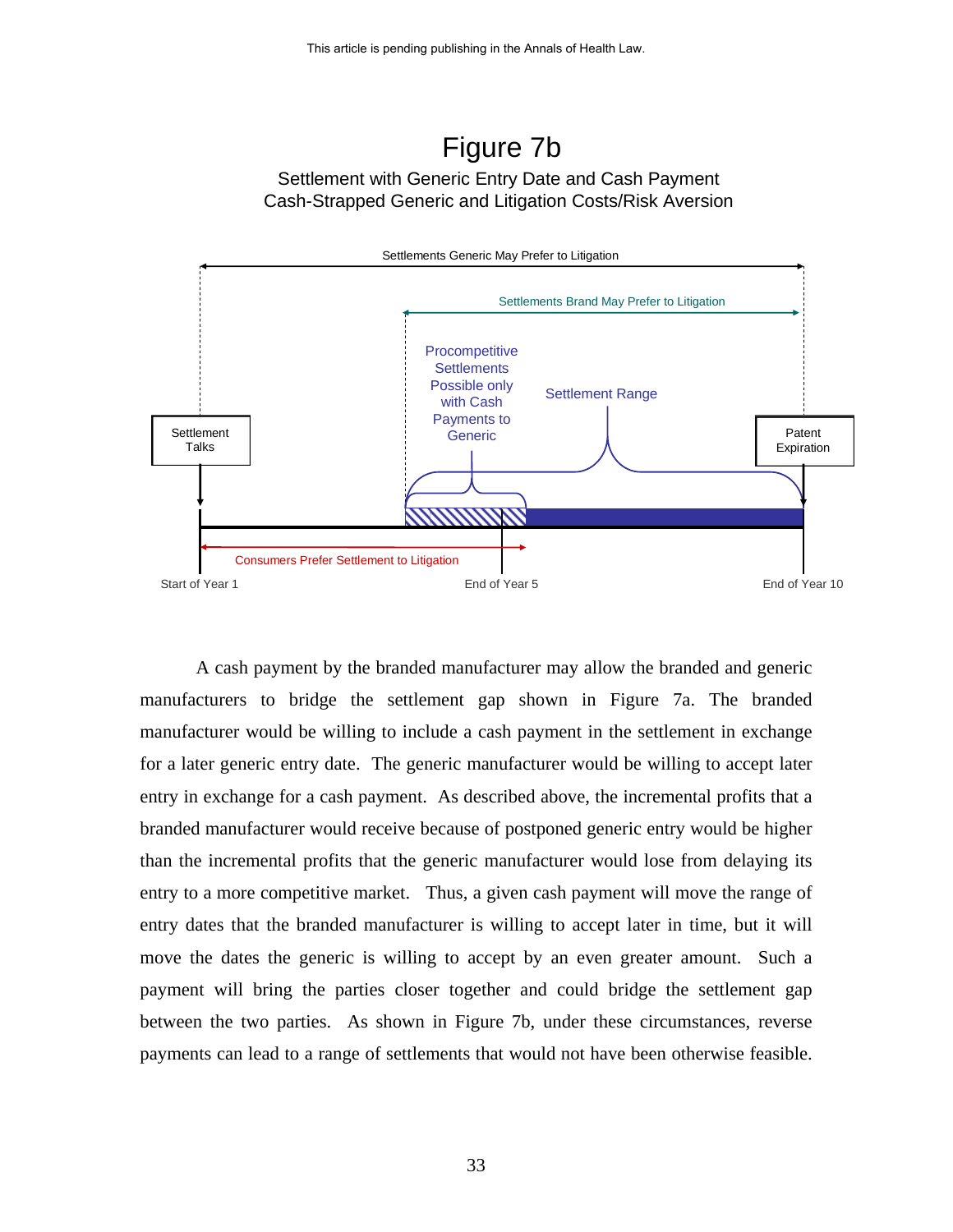# Figure 7b

Settlement with Generic Entry Date and Cash Payment
Cash-Strapped Generic and Litigation Costs/Risk Aversion

Settlements Generic May Prefer to Litigation

Settlements Brand May Prefer to Litigation

Procompetitive Settlements Possible only with Cash Payments to Generic

Settlement Range

Settlement Talks

Patent Expiration

Consumers Prefer Settlement to Litigation

Start of Year 1 | End of Year 5 | End of Year 10

A cash payment by the branded manufacturer may allow the branded and generic manufacturers to bridge the settlement gap shown in Figure 7a. The branded manufacturer would be willing to include a cash payment in the settlement in exchange for a later generic entry date. The generic manufacturer would be willing to accept later entry in exchange for a cash payment. As described above, the incremental profits that a branded manufacturer would receive because of postponed generic entry would be higher than the incremental profits that the generic manufacturer would lose from delaying its entry to a more competitive market. Thus, a given cash payment will move the range of entry dates that the branded manufacturer is willing to accept later in time, but it will move the dates the generic is willing to accept by an even greater amount. Such a payment will bring the parties closer together and could bridge the settlement gap between the two parties. As shown in Figure 7b, under these circumstances, reverse payments can lead to a range of settlements that would not have been otherwise feasible.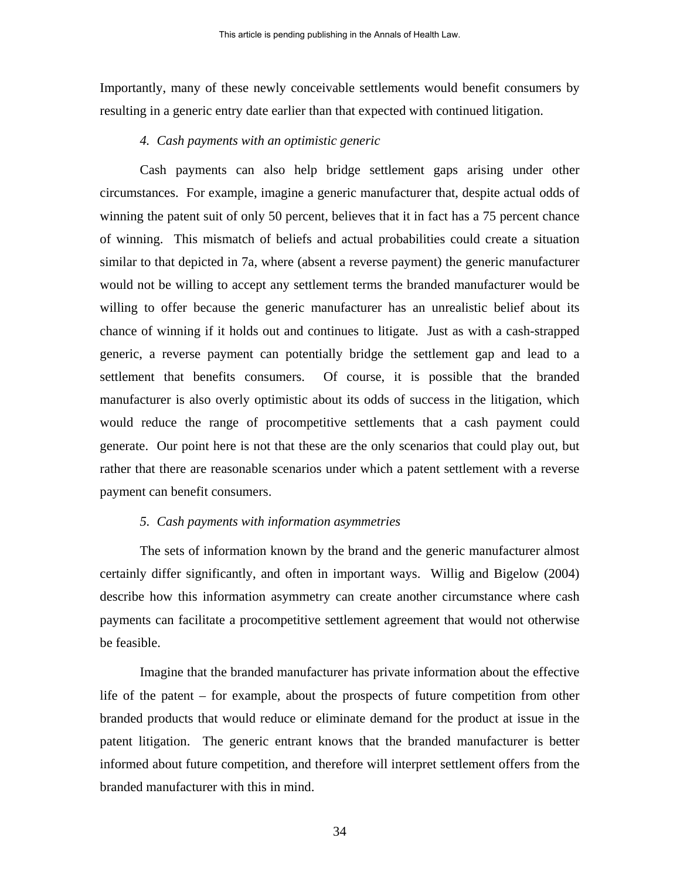Importantly, many of these newly conceivable settlements would benefit consumers by resulting in a generic entry date earlier than that expected with continued litigation.

### *4. Cash payments with an optimistic generic*

Cash payments can also help bridge settlement gaps arising under other circumstances. For example, imagine a generic manufacturer that, despite actual odds of winning the patent suit of only 50 percent, believes that it in fact has a 75 percent chance of winning. This mismatch of beliefs and actual probabilities could create a situation similar to that depicted in 7a, where (absent a reverse payment) the generic manufacturer would not be willing to accept any settlement terms the branded manufacturer would be willing to offer because the generic manufacturer has an unrealistic belief about its chance of winning if it holds out and continues to litigate. Just as with a cash-strapped generic, a reverse payment can potentially bridge the settlement gap and lead to a settlement that benefits consumers. Of course, it is possible that the branded manufacturer is also overly optimistic about its odds of success in the litigation, which would reduce the range of procompetitive settlements that a cash payment could generate. Our point here is not that these are the only scenarios that could play out, but rather that there are reasonable scenarios under which a patent settlement with a reverse payment can benefit consumers.

### *5. Cash payments with information asymmetries*

The sets of information known by the brand and the generic manufacturer almost certainly differ significantly, and often in important ways. Willig and Bigelow (2004) describe how this information asymmetry can create another circumstance where cash payments can facilitate a procompetitive settlement agreement that would not otherwise be feasible.

Imagine that the branded manufacturer has private information about the effective life of the patent – for example, about the prospects of future competition from other branded products that would reduce or eliminate demand for the product at issue in the patent litigation. The generic entrant knows that the branded manufacturer is better informed about future competition, and therefore will interpret settlement offers from the branded manufacturer with this in mind.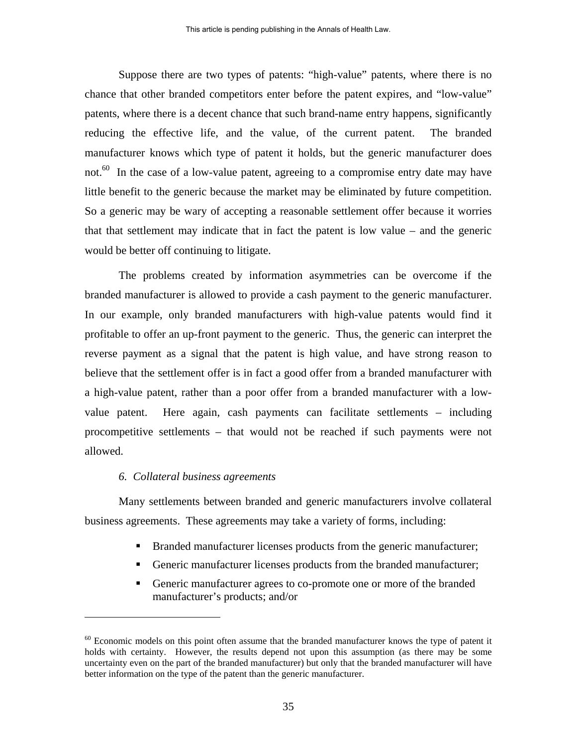Suppose there are two types of patents: "high-value" patents, where there is no chance that other branded competitors enter before the patent expires, and "low-value" patents, where there is a decent chance that such brand-name entry happens, significantly reducing the effective life, and the value, of the current patent. The branded manufacturer knows which type of patent it holds, but the generic manufacturer does not.[60] In the case of a low-value patent, agreeing to a compromise entry date may have little benefit to the generic because the market may be eliminated by future competition. So a generic may be wary of accepting a reasonable settlement offer because it worries that that settlement may indicate that in fact the patent is low value – and the generic would be better off continuing to litigate.

The problems created by information asymmetries can be overcome if the branded manufacturer is allowed to provide a cash payment to the generic manufacturer. In our example, only branded manufacturers with high-value patents would find it profitable to offer an up-front payment to the generic. Thus, the generic can interpret the reverse payment as a signal that the patent is high value, and have strong reason to believe that the settlement offer is in fact a good offer from a branded manufacturer with a high-value patent, rather than a poor offer from a branded manufacturer with a low-value patent. Here again, cash payments can facilitate settlements – including procompetitive settlements – that would not be reached if such payments were not allowed.

*6. Collateral business agreements*

Many settlements between branded and generic manufacturers involve collateral business agreements. These agreements may take a variety of forms, including:

- Branded manufacturer licenses products from the generic manufacturer;
- Generic manufacturer licenses products from the branded manufacturer;
- Generic manufacturer agrees to co-promote one or more of the branded manufacturer's products; and/or

[60] Economic models on this point often assume that the branded manufacturer knows the type of patent it holds with certainty. However, the results depend not upon this assumption (as there may be some uncertainty even on the part of the branded manufacturer) but only that the branded manufacturer will have better information on the type of the patent than the generic manufacturer.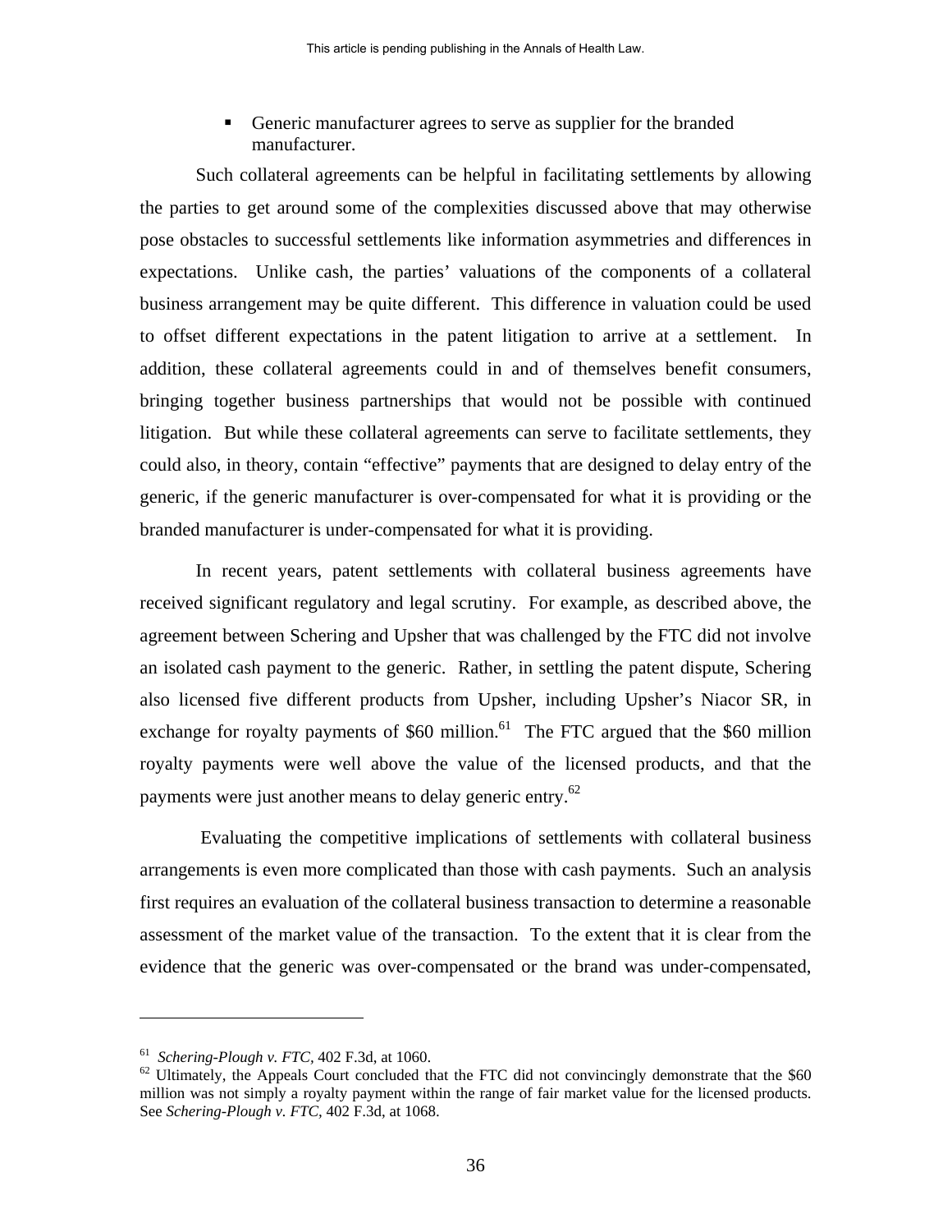- Generic manufacturer agrees to serve as supplier for the branded manufacturer.

Such collateral agreements can be helpful in facilitating settlements by allowing the parties to get around some of the complexities discussed above that may otherwise pose obstacles to successful settlements like information asymmetries and differences in expectations. Unlike cash, the parties' valuations of the components of a collateral business arrangement may be quite different. This difference in valuation could be used to offset different expectations in the patent litigation to arrive at a settlement. In addition, these collateral agreements could in and of themselves benefit consumers, bringing together business partnerships that would not be possible with continued litigation. But while these collateral agreements can serve to facilitate settlements, they could also, in theory, contain "effective" payments that are designed to delay entry of the generic, if the generic manufacturer is over-compensated for what it is providing or the branded manufacturer is under-compensated for what it is providing.

In recent years, patent settlements with collateral business agreements have received significant regulatory and legal scrutiny. For example, as described above, the agreement between Schering and Upsher that was challenged by the FTC did not involve an isolated cash payment to the generic. Rather, in settling the patent dispute, Schering also licensed five different products from Upsher, including Upsher's Niacor SR, in exchange for royalty payments of $60 million.[61] The FTC argued that the $60 million royalty payments were well above the value of the licensed products, and that the payments were just another means to delay generic entry.[62]

Evaluating the competitive implications of settlements with collateral business arrangements is even more complicated than those with cash payments. Such an analysis first requires an evaluation of the collateral business transaction to determine a reasonable assessment of the market value of the transaction. To the extent that it is clear from the evidence that the generic was over-compensated or the brand was under-compensated,

---

[61] *Schering-Plough v. FTC*, 402 F.3d, at 1060.

[62] Ultimately, the Appeals Court concluded that the FTC did not convincingly demonstrate that the $60 million was not simply a royalty payment within the range of fair market value for the licensed products. See *Schering-Plough v. FTC*, 402 F.3d, at 1068.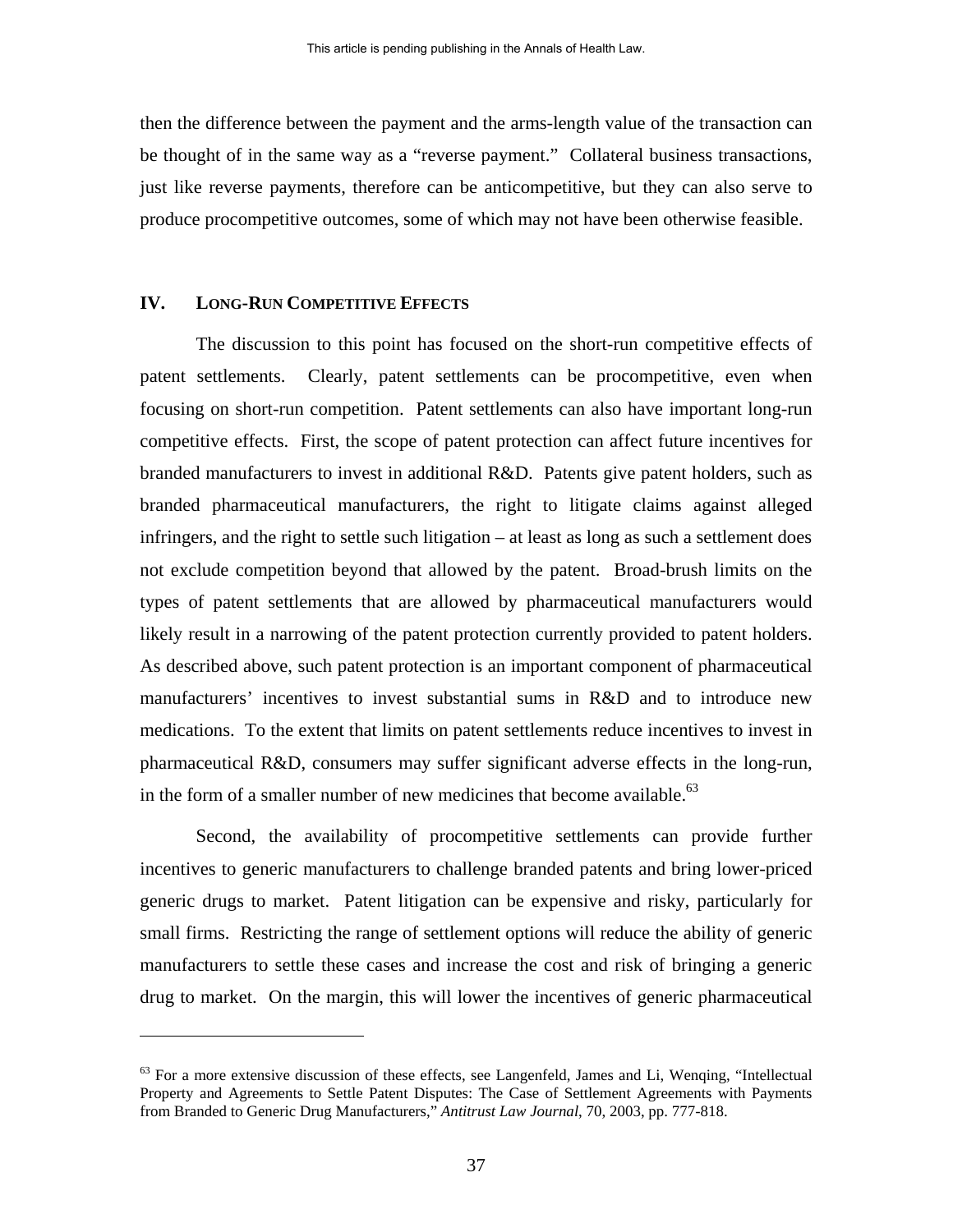then the difference between the payment and the arms-length value of the transaction can be thought of in the same way as a "reverse payment." Collateral business transactions, just like reverse payments, therefore can be anticompetitive, but they can also serve to produce procompetitive outcomes, some of which may not have been otherwise feasible.

## IV. LONG-RUN COMPETITIVE EFFECTS

The discussion to this point has focused on the short-run competitive effects of patent settlements. Clearly, patent settlements can be procompetitive, even when focusing on short-run competition. Patent settlements can also have important long-run competitive effects. First, the scope of patent protection can affect future incentives for branded manufacturers to invest in additional R&D. Patents give patent holders, such as branded pharmaceutical manufacturers, the right to litigate claims against alleged infringers, and the right to settle such litigation – at least as long as such a settlement does not exclude competition beyond that allowed by the patent. Broad-brush limits on the types of patent settlements that are allowed by pharmaceutical manufacturers would likely result in a narrowing of the patent protection currently provided to patent holders. As described above, such patent protection is an important component of pharmaceutical manufacturers' incentives to invest substantial sums in R&D and to introduce new medications. To the extent that limits on patent settlements reduce incentives to invest in pharmaceutical R&D, consumers may suffer significant adverse effects in the long-run, in the form of a smaller number of new medicines that become available.[63]

Second, the availability of procompetitive settlements can provide further incentives to generic manufacturers to challenge branded patents and bring lower-priced generic drugs to market. Patent litigation can be expensive and risky, particularly for small firms. Restricting the range of settlement options will reduce the ability of generic manufacturers to settle these cases and increase the cost and risk of bringing a generic drug to market. On the margin, this will lower the incentives of generic pharmaceutical

---

[63] For a more extensive discussion of these effects, see Langenfeld, James and Li, Wenqing, "Intellectual Property and Agreements to Settle Patent Disputes: The Case of Settlement Agreements with Payments from Branded to Generic Drug Manufacturers," *Antitrust Law Journal*, 70, 2003, pp. 777-818.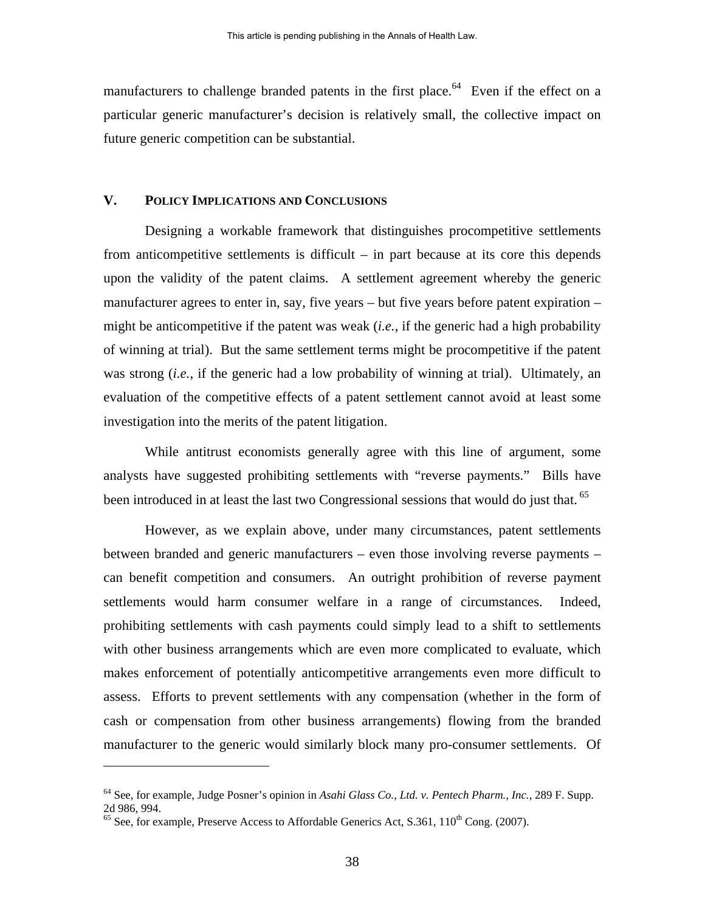manufacturers to challenge branded patents in the first place.[64] Even if the effect on a particular generic manufacturer's decision is relatively small, the collective impact on future generic competition can be substantial.

## V. POLICY IMPLICATIONS AND CONCLUSIONS

Designing a workable framework that distinguishes procompetitive settlements from anticompetitive settlements is difficult – in part because at its core this depends upon the validity of the patent claims. A settlement agreement whereby the generic manufacturer agrees to enter in, say, five years – but five years before patent expiration – might be anticompetitive if the patent was weak (*i.e.*, if the generic had a high probability of winning at trial). But the same settlement terms might be procompetitive if the patent was strong (*i.e.*, if the generic had a low probability of winning at trial). Ultimately, an evaluation of the competitive effects of a patent settlement cannot avoid at least some investigation into the merits of the patent litigation.

While antitrust economists generally agree with this line of argument, some analysts have suggested prohibiting settlements with "reverse payments." Bills have been introduced in at least the last two Congressional sessions that would do just that.[65]

However, as we explain above, under many circumstances, patent settlements between branded and generic manufacturers – even those involving reverse payments – can benefit competition and consumers. An outright prohibition of reverse payment settlements would harm consumer welfare in a range of circumstances. Indeed, prohibiting settlements with cash payments could simply lead to a shift to settlements with other business arrangements which are even more complicated to evaluate, which makes enforcement of potentially anticompetitive arrangements even more difficult to assess. Efforts to prevent settlements with any compensation (whether in the form of cash or compensation from other business arrangements) flowing from the branded manufacturer to the generic would similarly block many pro-consumer settlements. Of

---

[64] See, for example, Judge Posner's opinion in *Asahi Glass Co., Ltd. v. Pentech Pharm., Inc.*, 289 F. Supp. 2d 986, 994.

[65] See, for example, Preserve Access to Affordable Generics Act, S.361, 110th Cong. (2007).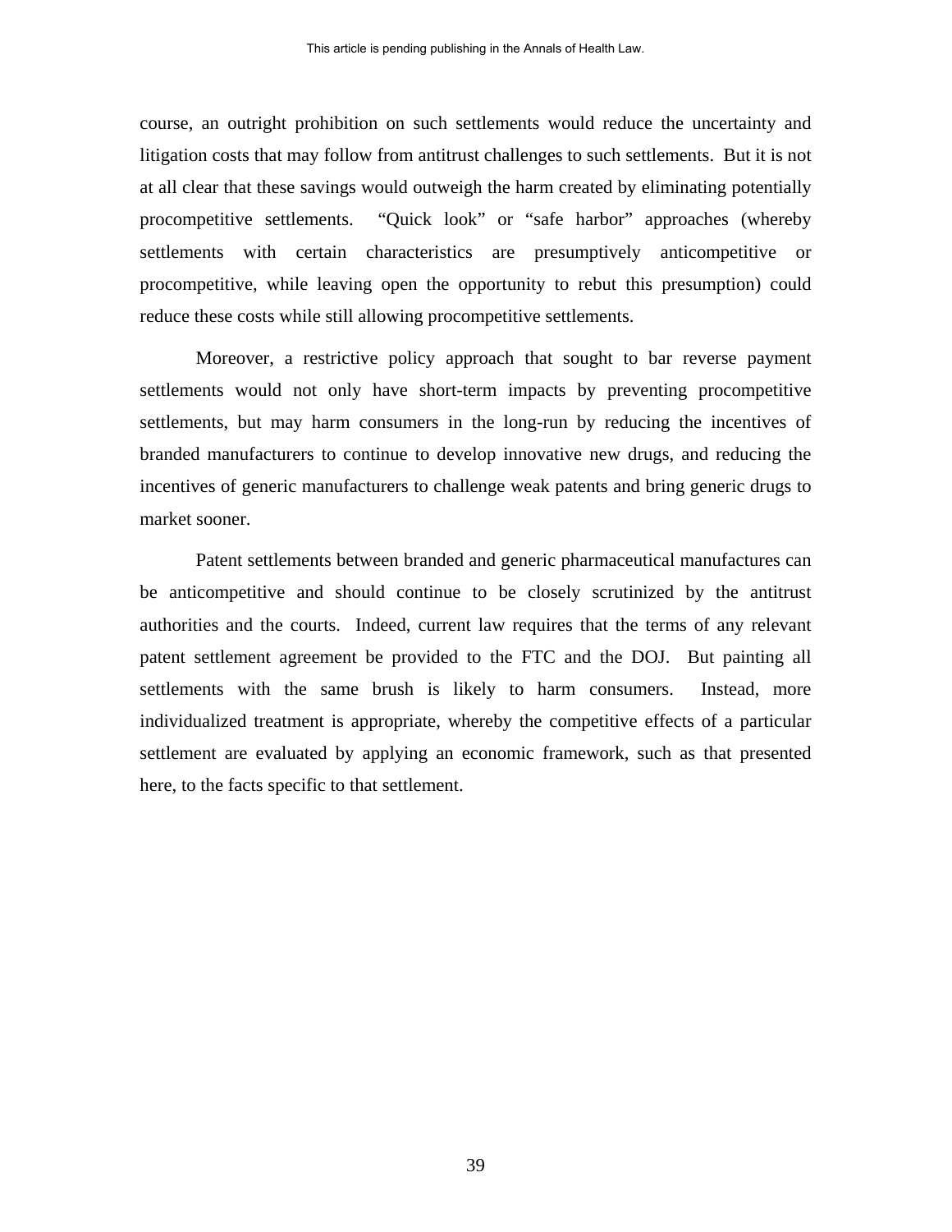course, an outright prohibition on such settlements would reduce the uncertainty and litigation costs that may follow from antitrust challenges to such settlements. But it is not at all clear that these savings would outweigh the harm created by eliminating potentially procompetitive settlements. "Quick look" or "safe harbor" approaches (whereby settlements with certain characteristics are presumptively anticompetitive or procompetitive, while leaving open the opportunity to rebut this presumption) could reduce these costs while still allowing procompetitive settlements.

Moreover, a restrictive policy approach that sought to bar reverse payment settlements would not only have short-term impacts by preventing procompetitive settlements, but may harm consumers in the long-run by reducing the incentives of branded manufacturers to continue to develop innovative new drugs, and reducing the incentives of generic manufacturers to challenge weak patents and bring generic drugs to market sooner.

Patent settlements between branded and generic pharmaceutical manufactures can be anticompetitive and should continue to be closely scrutinized by the antitrust authorities and the courts. Indeed, current law requires that the terms of any relevant patent settlement agreement be provided to the FTC and the DOJ. But painting all settlements with the same brush is likely to harm consumers. Instead, more individualized treatment is appropriate, whereby the competitive effects of a particular settlement are evaluated by applying an economic framework, such as that presented here, to the facts specific to that settlement.